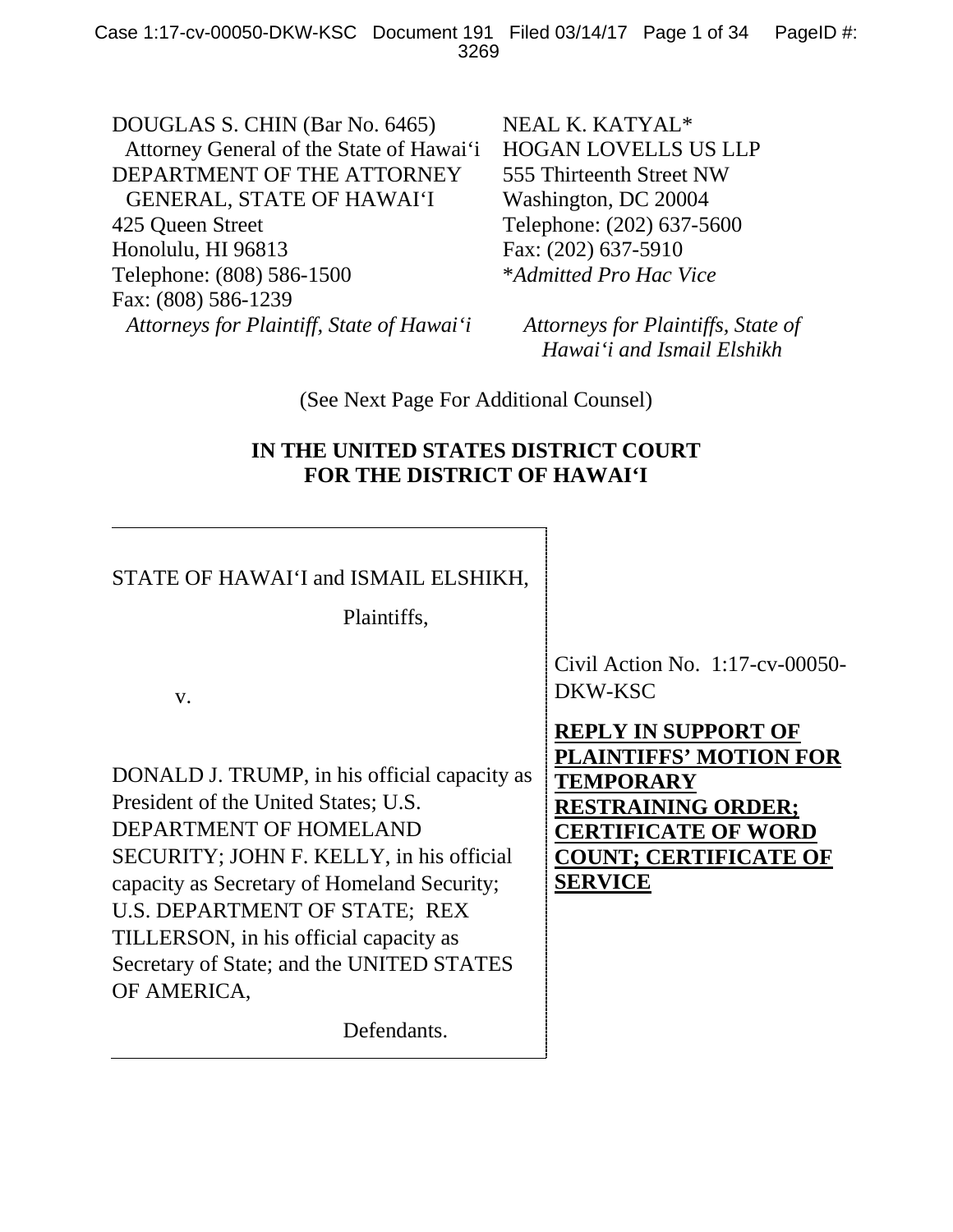DOUGLAS S. CHIN (Bar No. 6465)
Attorney General of the State of Hawaiʻi
DEPARTMENT OF THE ATTORNEY GENERAL, STATE OF HAWAIʻI
425 Queen Street
Honolulu, HI 96813
Telephone: (808) 586-1500
Fax: (808) 586-1239
*Attorneys for Plaintiff, State of Hawaiʻi*

NEAL K. KATYAL*
HOGAN LOVELLS US LLP
555 Thirteenth Street NW
Washington, DC 20004
Telephone: (202) 637-5600
Fax: (202) 637-5910
**Admitted Pro Hac Vice*

*Attorneys for Plaintiffs, State of Hawaiʻi and Ismail Elshikh*

(See Next Page For Additional Counsel)

**IN THE UNITED STATES DISTRICT COURT**
**FOR THE DISTRICT OF HAWAIʻI**

STATE OF HAWAIʻI and ISMAIL ELSHIKH,

Plaintiffs,

v.

DONALD J. TRUMP, in his official capacity as President of the United States; U.S. DEPARTMENT OF HOMELAND SECURITY; JOHN F. KELLY, in his official capacity as Secretary of Homeland Security; U.S. DEPARTMENT OF STATE; REX TILLERSON, in his official capacity as Secretary of State; and the UNITED STATES OF AMERICA,

Defendants.

Civil Action No. 1:17-cv-00050-DKW-KSC

**REPLY IN SUPPORT OF PLAINTIFFS' MOTION FOR TEMPORARY RESTRAINING ORDER; CERTIFICATE OF WORD COUNT; CERTIFICATE OF SERVICE**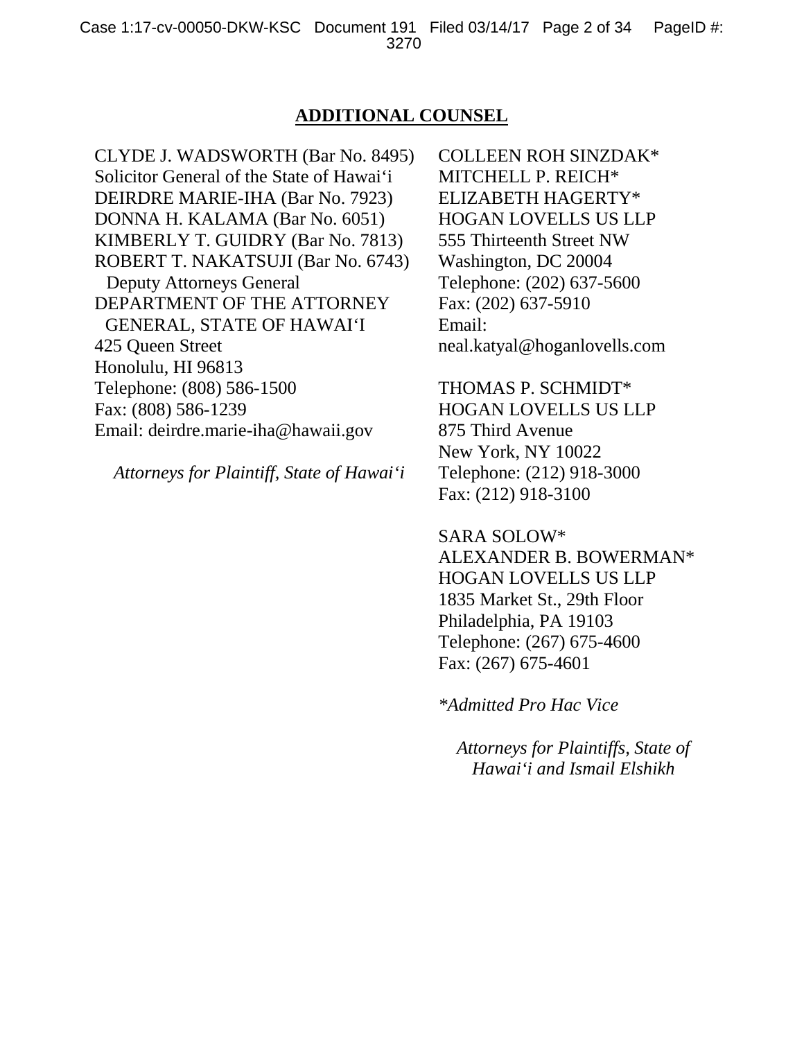## ADDITIONAL COUNSEL

CLYDE J. WADSWORTH (Bar No. 8495)
Solicitor General of the State of Hawai‘i
DEIRDRE MARIE-IHA (Bar No. 7923)
DONNA H. KALAMA (Bar No. 6051)
KIMBERLY T. GUIDRY (Bar No. 7813)
ROBERT T. NAKATSUJI (Bar No. 6743)
Deputy Attorneys General
DEPARTMENT OF THE ATTORNEY GENERAL, STATE OF HAWAI‘I
425 Queen Street
Honolulu, HI 96813
Telephone: (808) 586-1500
Fax: (808) 586-1239
Email: deirdre.marie-iha@hawaii.gov

*Attorneys for Plaintiff, State of Hawai‘i*

COLLEEN ROH SINZDAK*
MITCHELL P. REICH*
ELIZABETH HAGERTY*
HOGAN LOVELLS US LLP
555 Thirteenth Street NW
Washington, DC 20004
Telephone: (202) 637-5600
Fax: (202) 637-5910
Email:
neal.katyal@hoganlovells.com

THOMAS P. SCHMIDT*
HOGAN LOVELLS US LLP
875 Third Avenue
New York, NY 10022
Telephone: (212) 918-3000
Fax: (212) 918-3100

SARA SOLOW*
ALEXANDER B. BOWERMAN*
HOGAN LOVELLS US LLP
1835 Market St., 29th Floor
Philadelphia, PA 19103
Telephone: (267) 675-4600
Fax: (267) 675-4601

*\*Admitted Pro Hac Vice*

*Attorneys for Plaintiffs, State of Hawai‘i and Ismail Elshikh*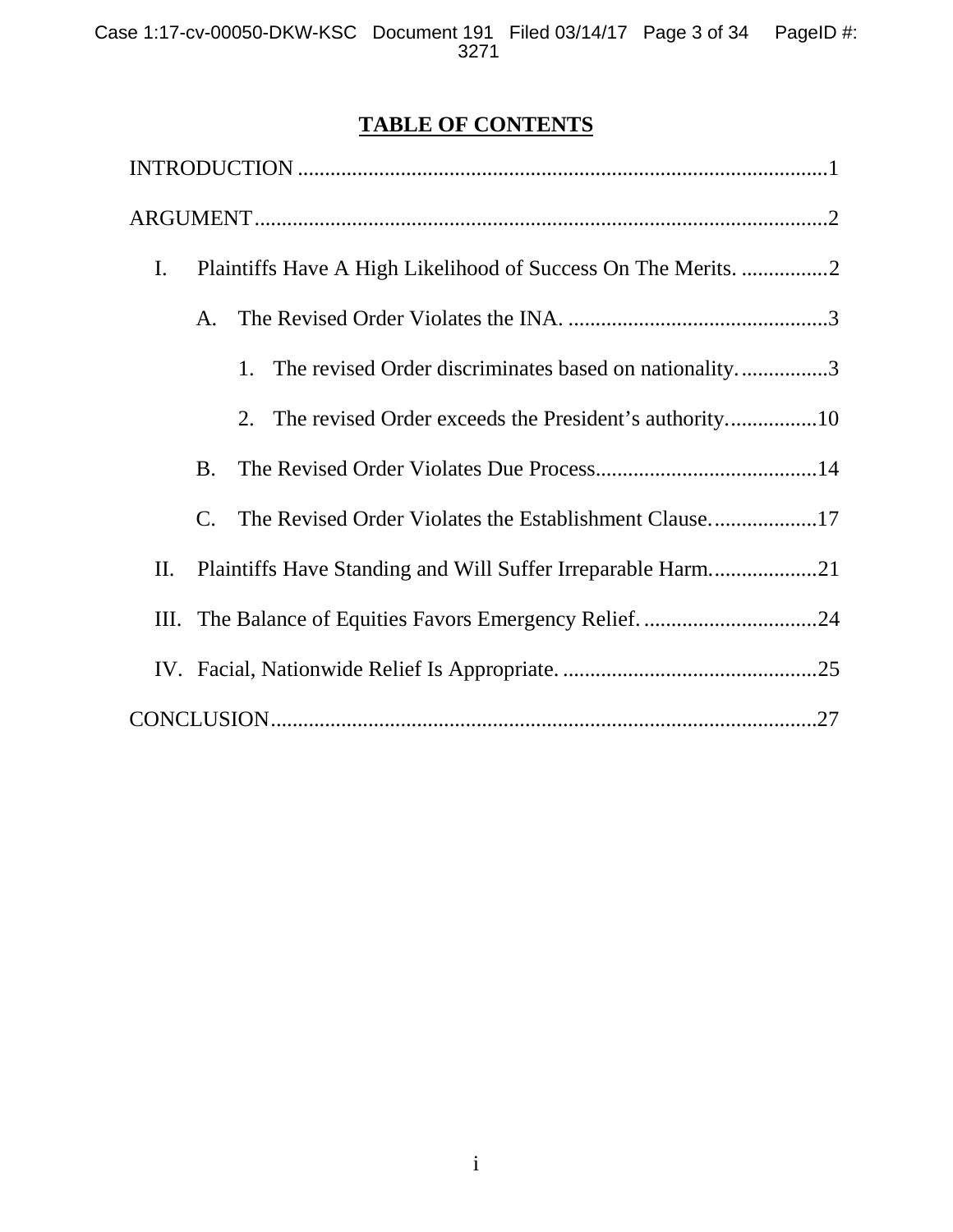# TABLE OF CONTENTS

INTRODUCTION ..................................................................................................1

ARGUMENT.........................................................................................................2

- I. Plaintiffs Have A High Likelihood of Success On The Merits. ................2
  - A. The Revised Order Violates the INA. ................................................3
    - 1. The revised Order discriminates based on nationality. ................3
    - 2. The revised Order exceeds the President's authority. ................10
  - B. The Revised Order Violates Due Process.........................................14
  - C. The Revised Order Violates the Establishment Clause. ...................17
- II. Plaintiffs Have Standing and Will Suffer Irreparable Harm. ...................21
- III. The Balance of Equities Favors Emergency Relief. ................................24
- IV. Facial, Nationwide Relief Is Appropriate. ...............................................25

CONCLUSION....................................................................................................27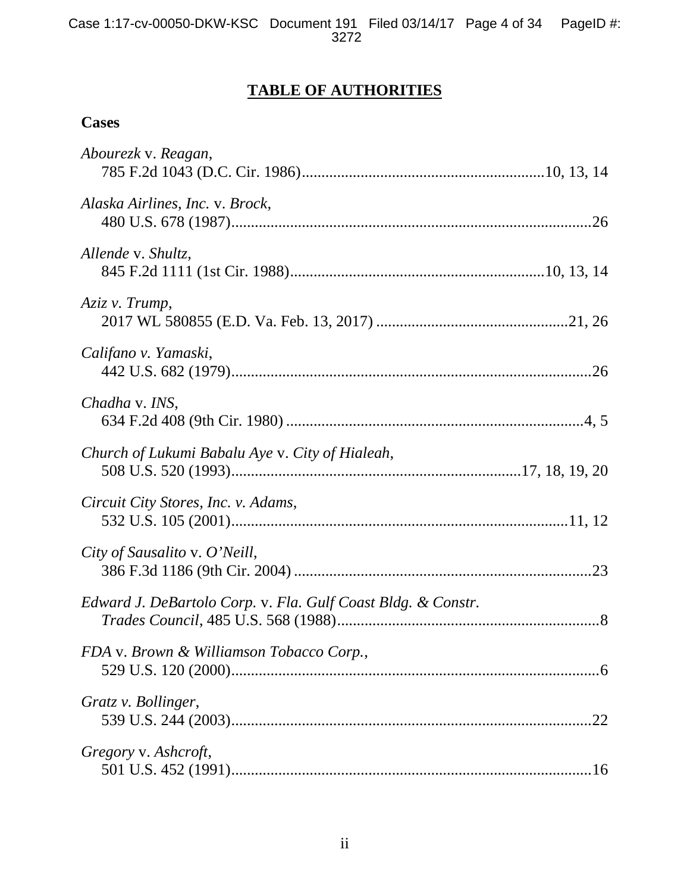# TABLE OF AUTHORITIES

## Cases

*Abourezk* v. *Reagan*,
785 F.2d 1043 (D.C. Cir. 1986)............................................................10, 13, 14

*Alaska Airlines, Inc.* v. *Brock*,
480 U.S. 678 (1987)...........................................................................................26

*Allende* v. *Shultz*,
845 F.2d 1111 (1st Cir. 1988)...............................................................10, 13, 14

*Aziz v. Trump*,
2017 WL 580855 (E.D. Va. Feb. 13, 2017) .................................................21, 26

*Califano v. Yamaski*,
442 U.S. 682 (1979)...........................................................................................26

*Chadha* v. *INS*,
634 F.2d 408 (9th Cir. 1980) ............................................................................4, 5

*Church of Lukumi Babalu Aye* v. *City of Hialeah*,
508 U.S. 520 (1993).........................................................................17, 18, 19, 20

*Circuit City Stores, Inc. v. Adams*,
532 U.S. 105 (2001)......................................................................................11, 12

*City of Sausalito* v. *O'Neill*,
386 F.3d 1186 (9th Cir. 2004) ...........................................................................23

*Edward J. DeBartolo Corp.* v. *Fla. Gulf Coast Bldg. & Constr. Trades Council*, 485 U.S. 568 (1988)..................................................................8

*FDA* v. *Brown & Williamson Tobacco Corp.*,
529 U.S. 120 (2000).............................................................................................6

*Gratz v. Bollinger*,
539 U.S. 244 (2003)...........................................................................................22

*Gregory* v. *Ashcroft*,
501 U.S. 452 (1991)...........................................................................................16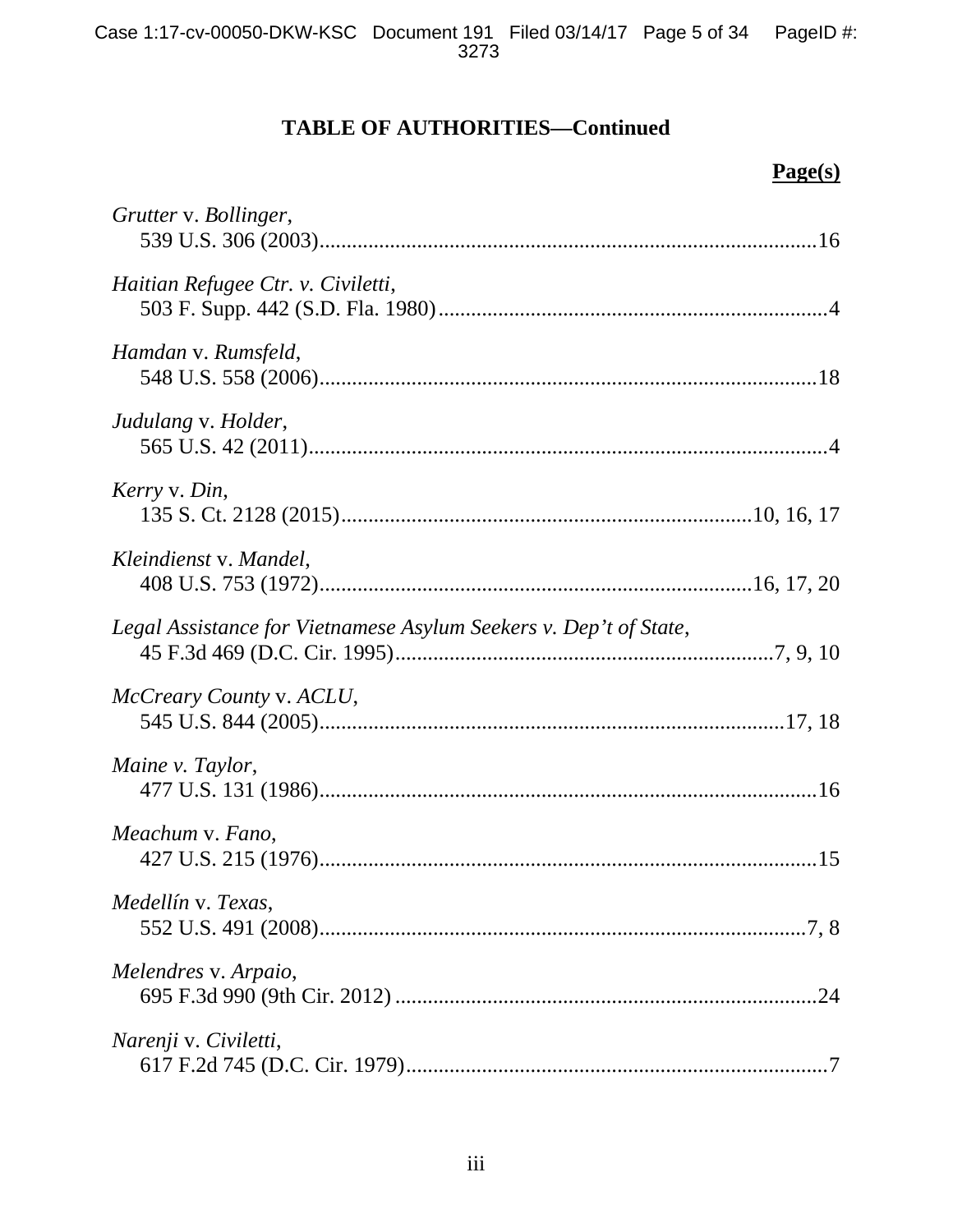## TABLE OF AUTHORITIES—Continued

**Page(s)**

*Grutter* v. *Bollinger*,
539 U.S. 306 (2003)....................................................................................16

*Haitian Refugee Ctr. v. Civiletti*,
503 F. Supp. 442 (S.D. Fla. 1980)..................................................................4

*Hamdan* v. *Rumsfeld*,
548 U.S. 558 (2006)....................................................................................18

*Judulang* v. *Holder*,
565 U.S. 42 (2011)........................................................................................4

*Kerry* v. *Din*,
135 S. Ct. 2128 (2015)....................................................................10, 16, 17

*Kleindienst* v. *Mandel*,
408 U.S. 753 (1972)......................................................................16, 17, 20

*Legal Assistance for Vietnamese Asylum Seekers v. Dep't of State*,
45 F.3d 469 (D.C. Cir. 1995)..............................................................7, 9, 10

*McCreary County* v. *ACLU*,
545 U.S. 844 (2005)...............................................................................17, 18

*Maine v. Taylor*,
477 U.S. 131 (1986)....................................................................................16

*Meachum* v. *Fano*,
427 U.S. 215 (1976)....................................................................................15

*Medellín* v. *Texas*,
552 U.S. 491 (2008)..................................................................................7, 8

*Melendres* v. *Arpaio*,
695 F.3d 990 (9th Cir. 2012) .......................................................................24

*Narenji* v. *Civiletti*,
617 F.2d 745 (D.C. Cir. 1979)......................................................................7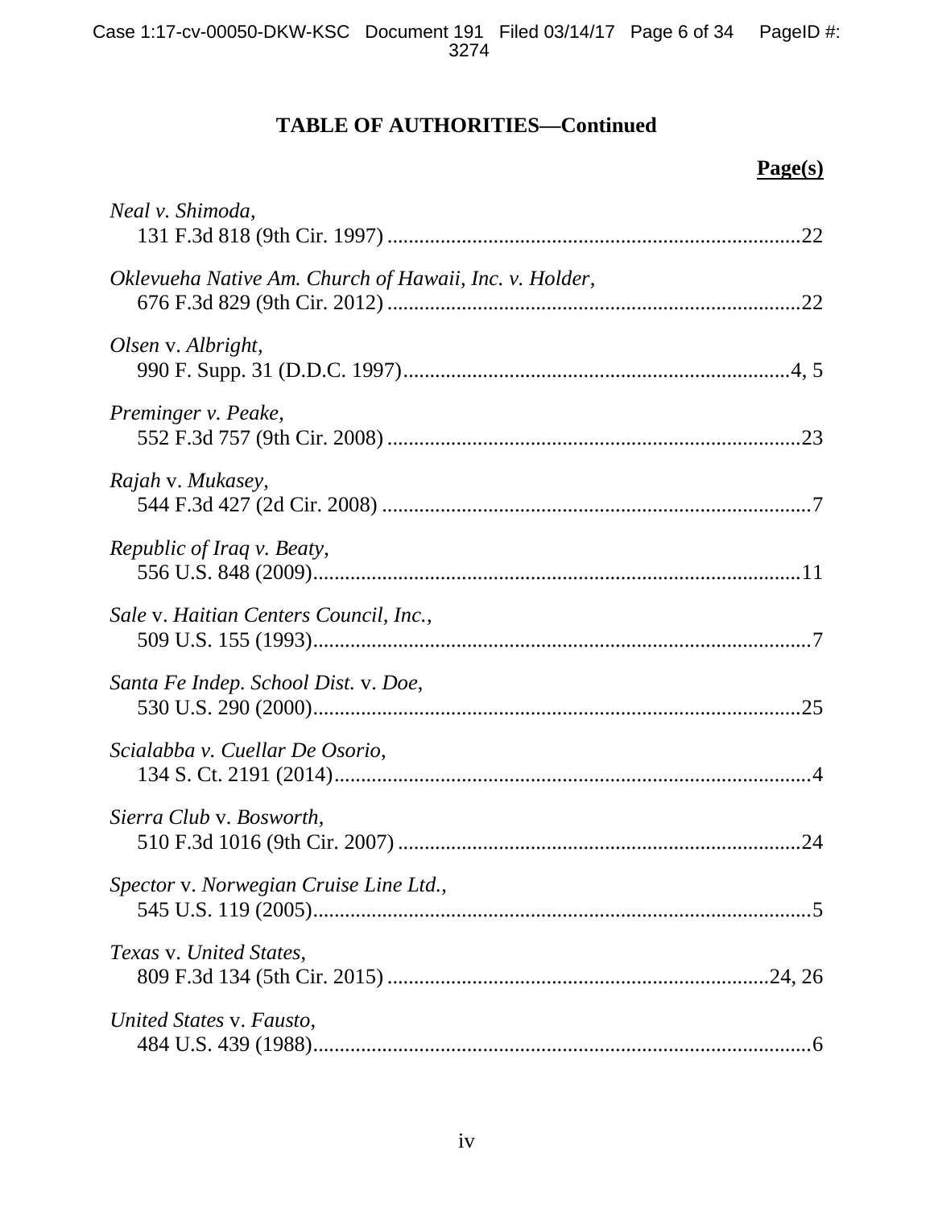## TABLE OF AUTHORITIES—Continued

**Page(s)**

*Neal v. Shimoda*,
131 F.3d 818 (9th Cir. 1997) ....................................................................22

*Oklevueha Native Am. Church of Hawaii, Inc. v. Holder*,
676 F.3d 829 (9th Cir. 2012) ....................................................................22

*Olsen* v. *Albright*,
990 F. Supp. 31 (D.D.C. 1997)..............................................................4, 5

*Preminger v. Peake*,
552 F.3d 757 (9th Cir. 2008) ....................................................................23

*Rajah* v. *Mukasey*,
544 F.3d 427 (2d Cir. 2008) .......................................................................7

*Republic of Iraq v. Beaty*,
556 U.S. 848 (2009)...................................................................................11

*Sale* v. *Haitian Centers Council, Inc.*,
509 U.S. 155 (1993).....................................................................................7

*Santa Fe Indep. School Dist.* v. *Doe*,
530 U.S. 290 (2000)...................................................................................25

*Scialabba v. Cuellar De Osorio*,
134 S. Ct. 2191 (2014).................................................................................4

*Sierra Club* v. *Bosworth*,
510 F.3d 1016 (9th Cir. 2007) ..................................................................24

*Spector* v. *Norwegian Cruise Line Ltd.*,
545 U.S. 119 (2005).....................................................................................5

*Texas* v. *United States*,
809 F.3d 134 (5th Cir. 2015) ..............................................................24, 26

*United States* v. *Fausto*,
484 U.S. 439 (1988).....................................................................................6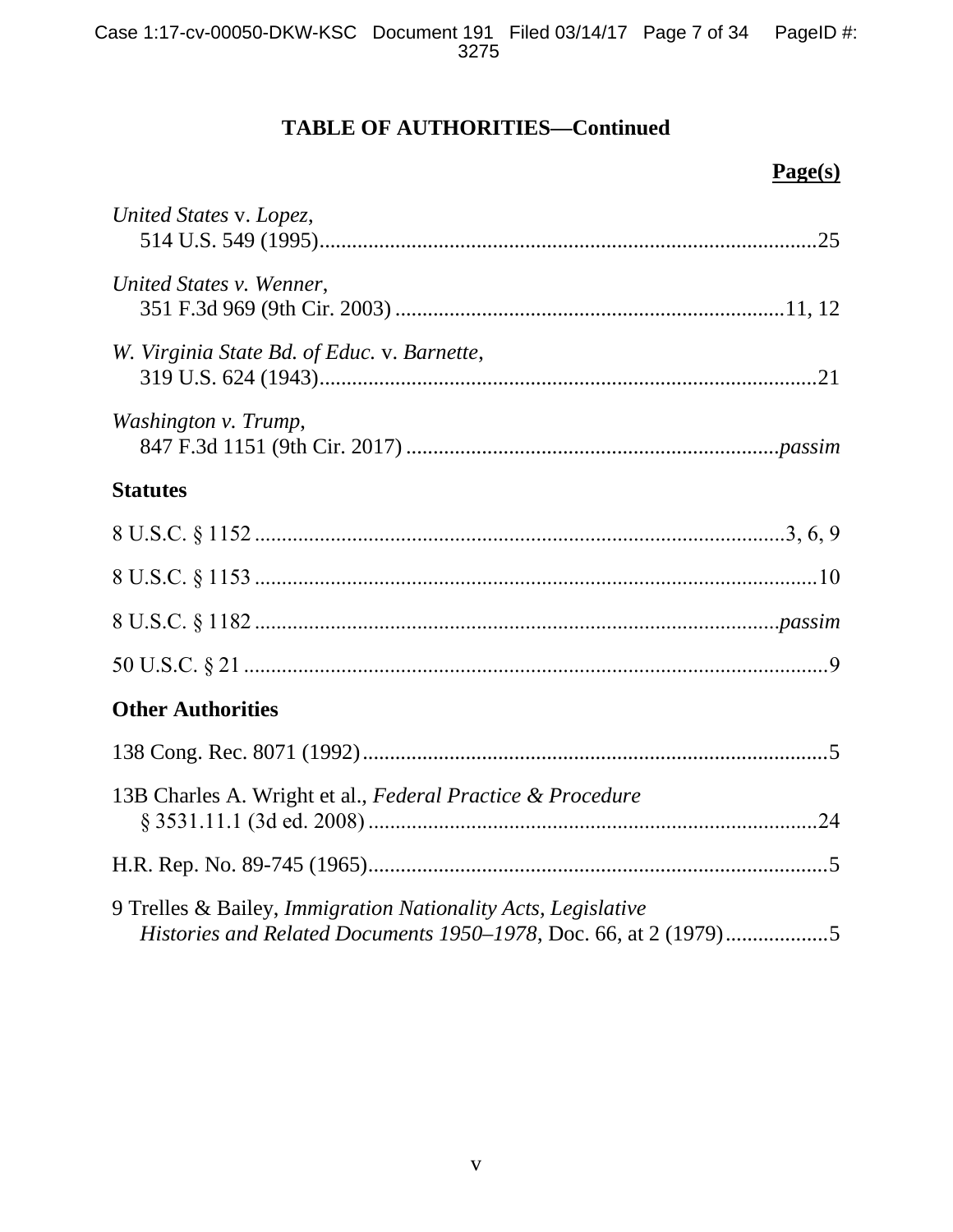## TABLE OF AUTHORITIES—Continued

**Page(s)**

*United States* v. *Lopez*,
514 U.S. 549 (1995)....................................................................................25

*United States v. Wenner*,
351 F.3d 969 (9th Cir. 2003) .....................................................................11, 12

*W. Virginia State Bd. of Educ.* v. *Barnette*,
319 U.S. 624 (1943)....................................................................................21

*Washington v. Trump*,
847 F.3d 1151 (9th Cir. 2017) ..................................................................*passim*

**Statutes**

8 U.S.C. § 1152 .........................................................................................3, 6, 9

8 U.S.C. § 1153 ...............................................................................................10

8 U.S.C. § 1182 ..........................................................................................*passim*

50 U.S.C. § 21 ...................................................................................................9

**Other Authorities**

138 Cong. Rec. 8071 (1992)..............................................................................5

13B Charles A. Wright et al., *Federal Practice & Procedure*
§ 3531.11.1 (3d ed. 2008) ...........................................................................24

H.R. Rep. No. 89-745 (1965)............................................................................5

9 Trelles & Bailey, *Immigration Nationality Acts, Legislative Histories and Related Documents 1950–1978*, Doc. 66, at 2 (1979)..................5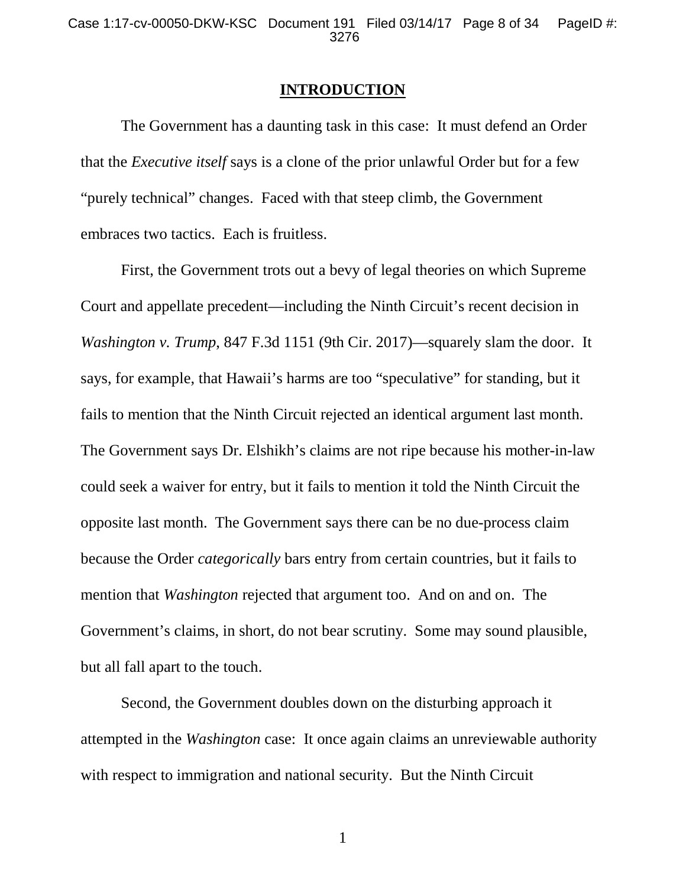## INTRODUCTION

The Government has a daunting task in this case: It must defend an Order that the *Executive itself* says is a clone of the prior unlawful Order but for a few "purely technical" changes. Faced with that steep climb, the Government embraces two tactics. Each is fruitless.

First, the Government trots out a bevy of legal theories on which Supreme Court and appellate precedent—including the Ninth Circuit's recent decision in *Washington v. Trump*, 847 F.3d 1151 (9th Cir. 2017)—squarely slam the door. It says, for example, that Hawaii's harms are too "speculative" for standing, but it fails to mention that the Ninth Circuit rejected an identical argument last month. The Government says Dr. Elshikh's claims are not ripe because his mother-in-law could seek a waiver for entry, but it fails to mention it told the Ninth Circuit the opposite last month. The Government says there can be no due-process claim because the Order *categorically* bars entry from certain countries, but it fails to mention that *Washington* rejected that argument too. And on and on. The Government's claims, in short, do not bear scrutiny. Some may sound plausible, but all fall apart to the touch.

Second, the Government doubles down on the disturbing approach it attempted in the *Washington* case: It once again claims an unreviewable authority with respect to immigration and national security. But the Ninth Circuit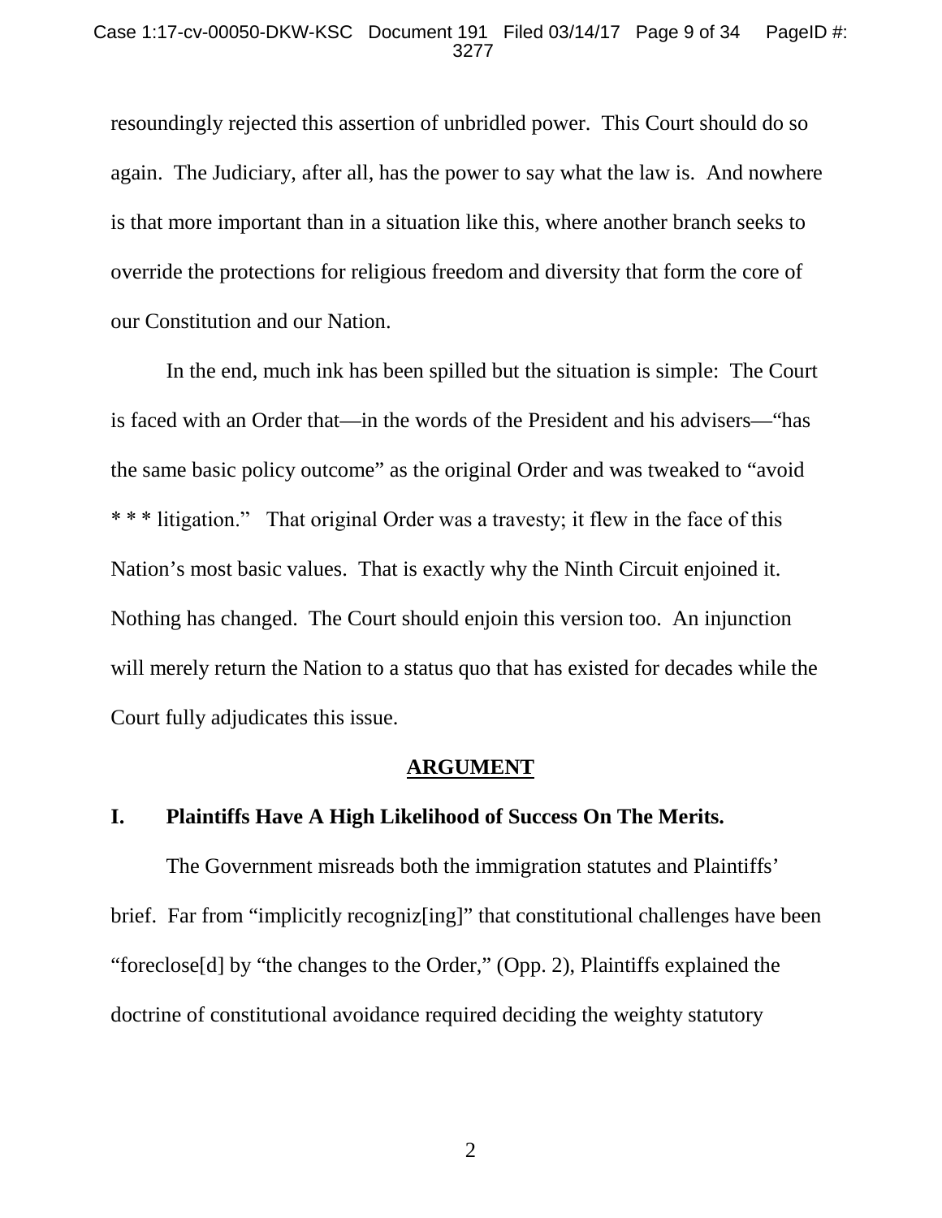resoundingly rejected this assertion of unbridled power. This Court should do so again. The Judiciary, after all, has the power to say what the law is. And nowhere is that more important than in a situation like this, where another branch seeks to override the protections for religious freedom and diversity that form the core of our Constitution and our Nation.

In the end, much ink has been spilled but the situation is simple: The Court is faced with an Order that—in the words of the President and his advisers—"has the same basic policy outcome" as the original Order and was tweaked to "avoid * * * litigation." That original Order was a travesty; it flew in the face of this Nation's most basic values. That is exactly why the Ninth Circuit enjoined it. Nothing has changed. The Court should enjoin this version too. An injunction will merely return the Nation to a status quo that has existed for decades while the Court fully adjudicates this issue.

## ARGUMENT

### I. Plaintiffs Have A High Likelihood of Success On The Merits.

The Government misreads both the immigration statutes and Plaintiffs' brief. Far from "implicitly recogniz[ing]" that constitutional challenges have been "foreclose[d] by "the changes to the Order," (Opp. 2), Plaintiffs explained the doctrine of constitutional avoidance required deciding the weighty statutory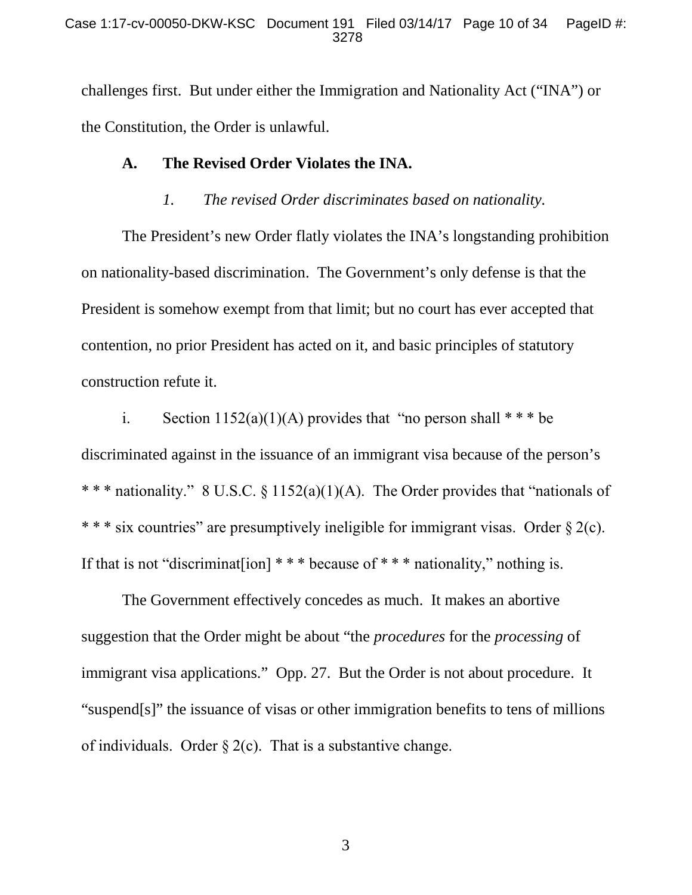challenges first. But under either the Immigration and Nationality Act ("INA") or the Constitution, the Order is unlawful.

### A. The Revised Order Violates the INA.

#### *1. The revised Order discriminates based on nationality.*

The President's new Order flatly violates the INA's longstanding prohibition on nationality-based discrimination. The Government's only defense is that the President is somehow exempt from that limit; but no court has ever accepted that contention, no prior President has acted on it, and basic principles of statutory construction refute it.

i. Section 1152(a)(1)(A) provides that "no person shall * * * be discriminated against in the issuance of an immigrant visa because of the person's * * * nationality." 8 U.S.C. § 1152(a)(1)(A). The Order provides that "nationals of * * * six countries" are presumptively ineligible for immigrant visas. Order § 2(c). If that is not "discriminat[ion] * * * because of * * * nationality," nothing is.

The Government effectively concedes as much. It makes an abortive suggestion that the Order might be about "the *procedures* for the *processing* of immigrant visa applications." Opp. 27. But the Order is not about procedure. It "suspend[s]" the issuance of visas or other immigration benefits to tens of millions of individuals. Order § 2(c). That is a substantive change.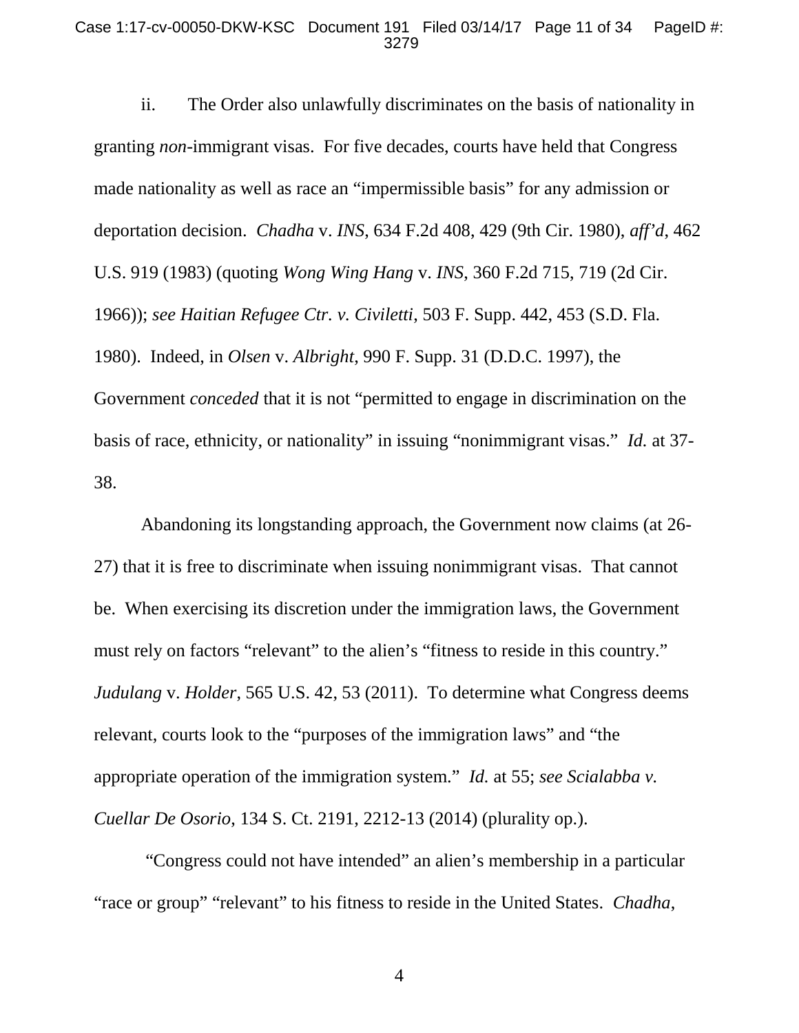ii. The Order also unlawfully discriminates on the basis of nationality in granting *non*-immigrant visas. For five decades, courts have held that Congress made nationality as well as race an "impermissible basis" for any admission or deportation decision. *Chadha* v. *INS*, 634 F.2d 408, 429 (9th Cir. 1980), *aff'd*, 462 U.S. 919 (1983) (quoting *Wong Wing Hang* v. *INS*, 360 F.2d 715, 719 (2d Cir. 1966)); *see Haitian Refugee Ctr. v. Civiletti*, 503 F. Supp. 442, 453 (S.D. Fla. 1980). Indeed, in *Olsen* v. *Albright*, 990 F. Supp. 31 (D.D.C. 1997), the Government *conceded* that it is not "permitted to engage in discrimination on the basis of race, ethnicity, or nationality" in issuing "nonimmigrant visas." *Id.* at 37-38.

Abandoning its longstanding approach, the Government now claims (at 26-27) that it is free to discriminate when issuing nonimmigrant visas. That cannot be. When exercising its discretion under the immigration laws, the Government must rely on factors "relevant" to the alien's "fitness to reside in this country." *Judulang* v. *Holder*, 565 U.S. 42, 53 (2011). To determine what Congress deems relevant, courts look to the "purposes of the immigration laws" and "the appropriate operation of the immigration system." *Id.* at 55; *see Scialabba v. Cuellar De Osorio*, 134 S. Ct. 2191, 2212-13 (2014) (plurality op.).

"Congress could not have intended" an alien's membership in a particular "race or group" "relevant" to his fitness to reside in the United States. *Chadha*,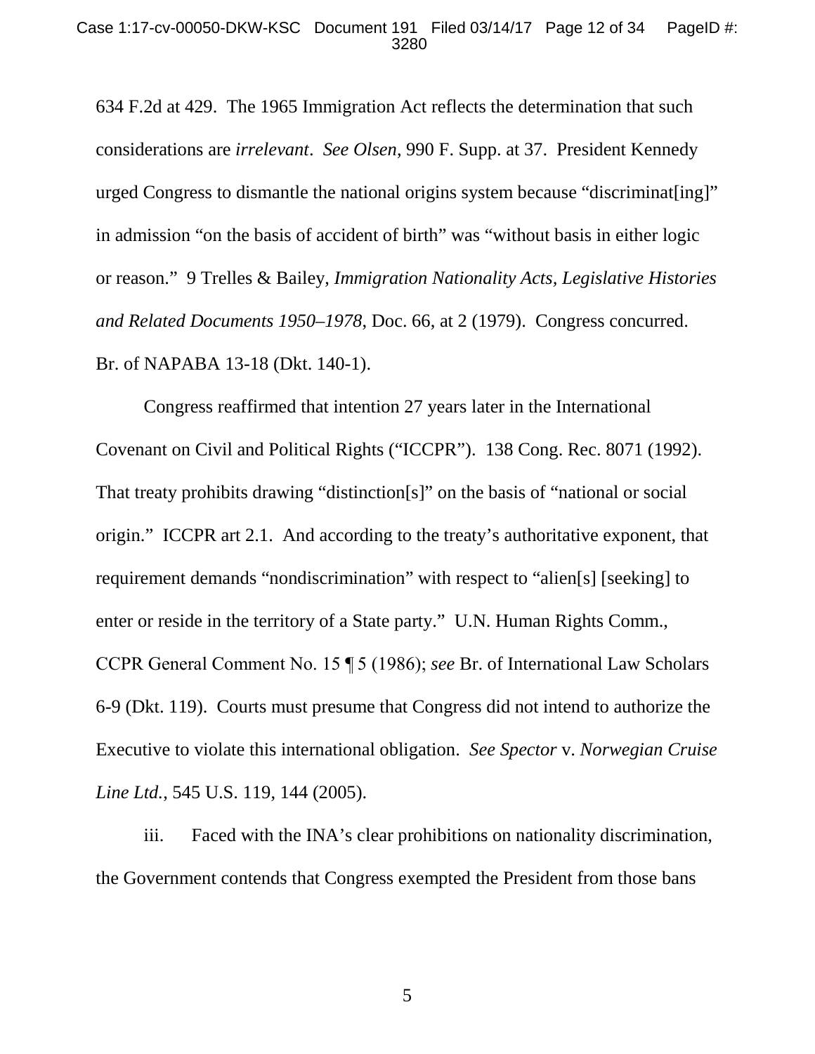634 F.2d at 429. The 1965 Immigration Act reflects the determination that such considerations are *irrelevant*. *See Olsen*, 990 F. Supp. at 37. President Kennedy urged Congress to dismantle the national origins system because "discriminat[ing]" in admission "on the basis of accident of birth" was "without basis in either logic or reason." 9 Trelles & Bailey, *Immigration Nationality Acts, Legislative Histories and Related Documents 1950–1978*, Doc. 66, at 2 (1979). Congress concurred. Br. of NAPABA 13-18 (Dkt. 140-1).

Congress reaffirmed that intention 27 years later in the International Covenant on Civil and Political Rights ("ICCPR"). 138 Cong. Rec. 8071 (1992). That treaty prohibits drawing "distinction[s]" on the basis of "national or social origin." ICCPR art 2.1. And according to the treaty's authoritative exponent, that requirement demands "nondiscrimination" with respect to "alien[s] [seeking] to enter or reside in the territory of a State party." U.N. Human Rights Comm., CCPR General Comment No. 15 ¶ 5 (1986); *see* Br. of International Law Scholars 6-9 (Dkt. 119). Courts must presume that Congress did not intend to authorize the Executive to violate this international obligation. *See Spector* v. *Norwegian Cruise Line Ltd.*, 545 U.S. 119, 144 (2005).

iii. Faced with the INA's clear prohibitions on nationality discrimination, the Government contends that Congress exempted the President from those bans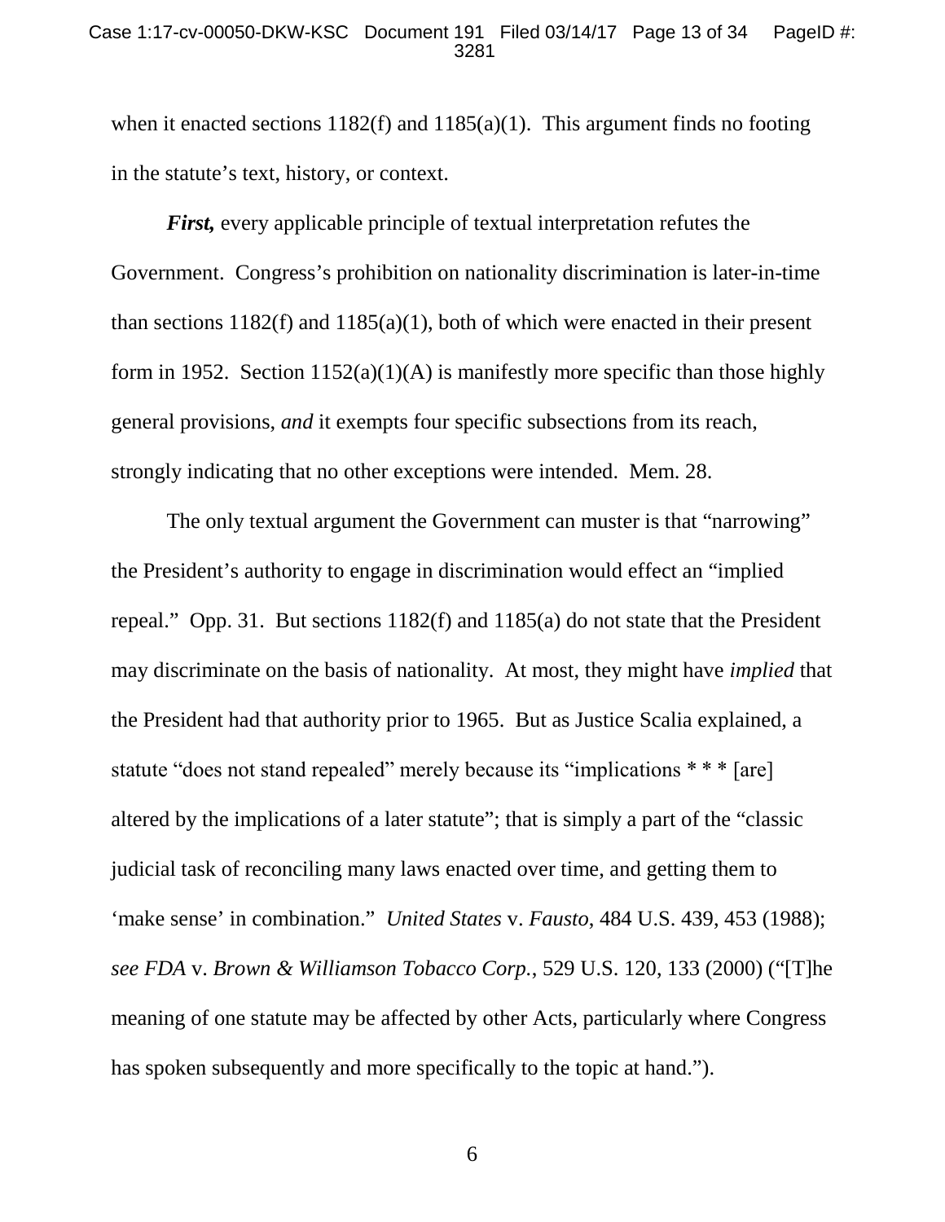when it enacted sections 1182(f) and 1185(a)(1). This argument finds no footing in the statute's text, history, or context.

***First,*** every applicable principle of textual interpretation refutes the Government. Congress's prohibition on nationality discrimination is later-in-time than sections 1182(f) and 1185(a)(1), both of which were enacted in their present form in 1952. Section 1152(a)(1)(A) is manifestly more specific than those highly general provisions, *and* it exempts four specific subsections from its reach, strongly indicating that no other exceptions were intended. Mem. 28.

The only textual argument the Government can muster is that "narrowing" the President's authority to engage in discrimination would effect an "implied repeal." Opp. 31. But sections 1182(f) and 1185(a) do not state that the President may discriminate on the basis of nationality. At most, they might have *implied* that the President had that authority prior to 1965. But as Justice Scalia explained, a statute "does not stand repealed" merely because its "implications * * * [are] altered by the implications of a later statute"; that is simply a part of the "classic judicial task of reconciling many laws enacted over time, and getting them to 'make sense' in combination." *United States* v. *Fausto*, 484 U.S. 439, 453 (1988); *see FDA* v. *Brown & Williamson Tobacco Corp.*, 529 U.S. 120, 133 (2000) ("[T]he meaning of one statute may be affected by other Acts, particularly where Congress has spoken subsequently and more specifically to the topic at hand.").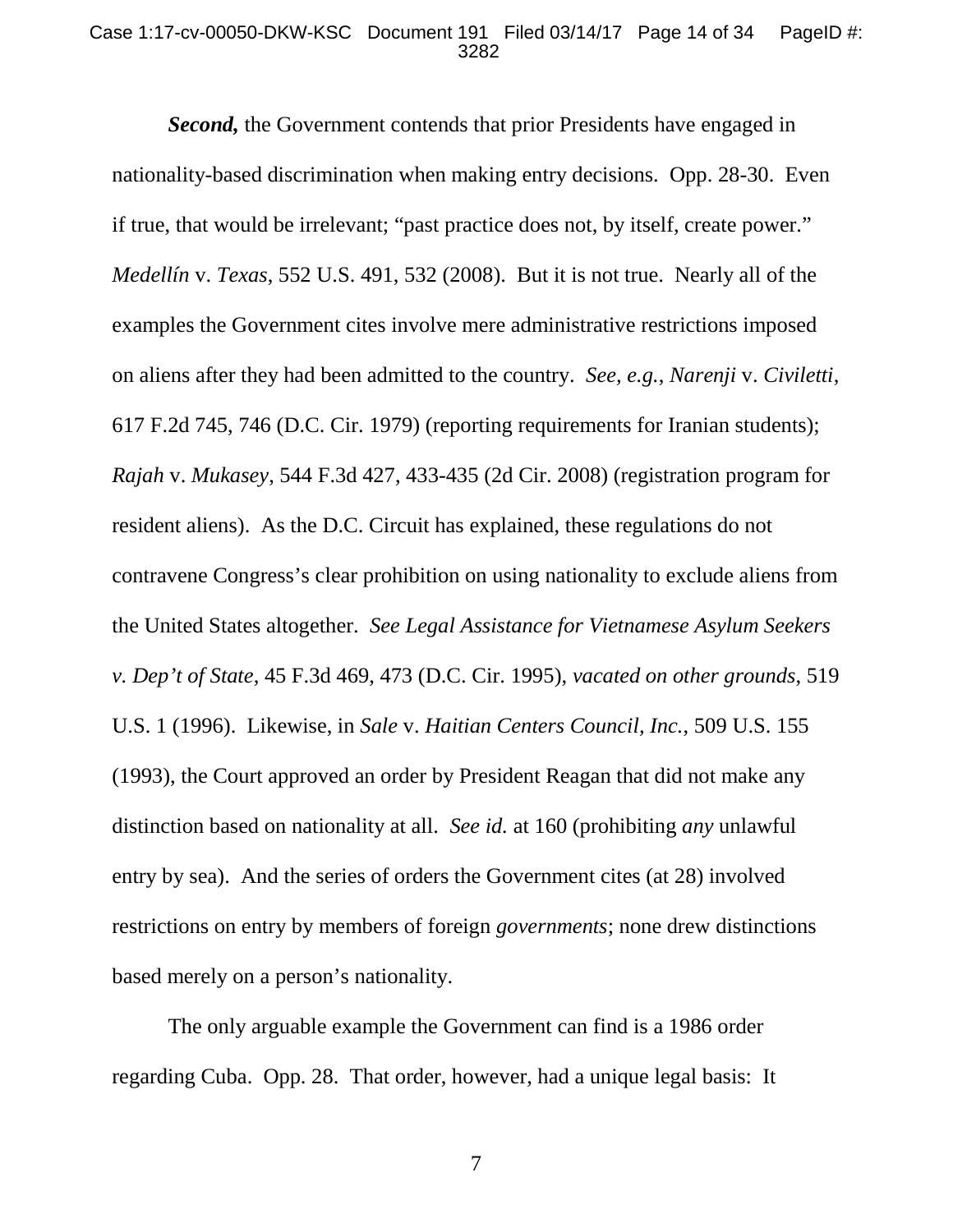***Second,*** the Government contends that prior Presidents have engaged in nationality-based discrimination when making entry decisions. Opp. 28-30. Even if true, that would be irrelevant; "past practice does not, by itself, create power." *Medellín* v. *Texas*, 552 U.S. 491, 532 (2008). But it is not true. Nearly all of the examples the Government cites involve mere administrative restrictions imposed on aliens after they had been admitted to the country. *See, e.g.*, *Narenji* v. *Civiletti*, 617 F.2d 745, 746 (D.C. Cir. 1979) (reporting requirements for Iranian students); *Rajah* v. *Mukasey*, 544 F.3d 427, 433-435 (2d Cir. 2008) (registration program for resident aliens). As the D.C. Circuit has explained, these regulations do not contravene Congress's clear prohibition on using nationality to exclude aliens from the United States altogether. *See Legal Assistance for Vietnamese Asylum Seekers v. Dep't of State*, 45 F.3d 469, 473 (D.C. Cir. 1995), *vacated on other grounds*, 519 U.S. 1 (1996). Likewise, in *Sale* v. *Haitian Centers Council, Inc.*, 509 U.S. 155 (1993), the Court approved an order by President Reagan that did not make any distinction based on nationality at all. *See id.* at 160 (prohibiting *any* unlawful entry by sea). And the series of orders the Government cites (at 28) involved restrictions on entry by members of foreign *governments*; none drew distinctions based merely on a person's nationality.

The only arguable example the Government can find is a 1986 order regarding Cuba. Opp. 28. That order, however, had a unique legal basis: It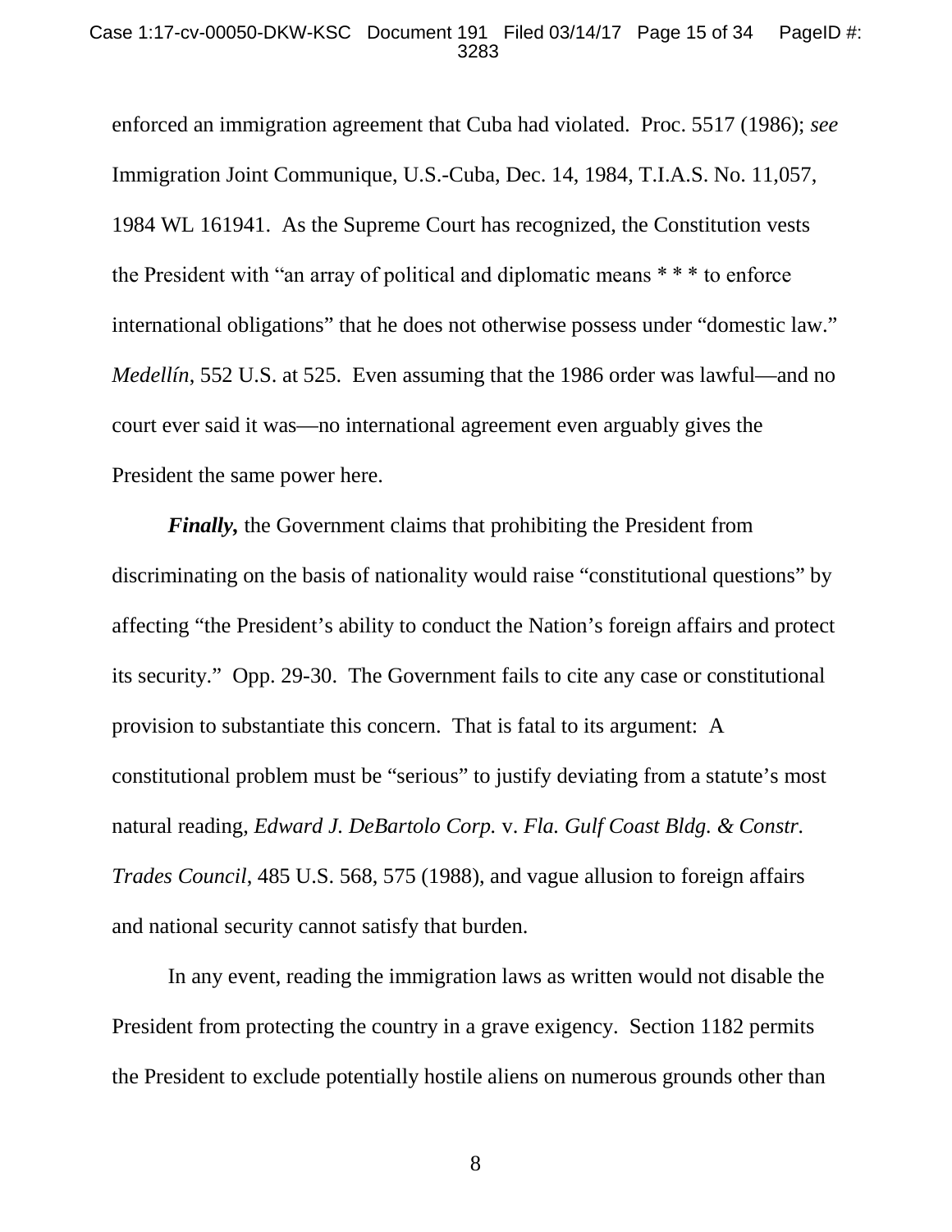enforced an immigration agreement that Cuba had violated. Proc. 5517 (1986); *see* Immigration Joint Communique, U.S.-Cuba, Dec. 14, 1984, T.I.A.S. No. 11,057, 1984 WL 161941. As the Supreme Court has recognized, the Constitution vests the President with "an array of political and diplomatic means * * * to enforce international obligations" that he does not otherwise possess under "domestic law." *Medellín*, 552 U.S. at 525. Even assuming that the 1986 order was lawful—and no court ever said it was—no international agreement even arguably gives the President the same power here.

***Finally,*** the Government claims that prohibiting the President from discriminating on the basis of nationality would raise "constitutional questions" by affecting "the President's ability to conduct the Nation's foreign affairs and protect its security." Opp. 29-30. The Government fails to cite any case or constitutional provision to substantiate this concern. That is fatal to its argument: A constitutional problem must be "serious" to justify deviating from a statute's most natural reading, *Edward J. DeBartolo Corp.* v. *Fla. Gulf Coast Bldg. & Constr. Trades Council*, 485 U.S. 568, 575 (1988), and vague allusion to foreign affairs and national security cannot satisfy that burden.

In any event, reading the immigration laws as written would not disable the President from protecting the country in a grave exigency. Section 1182 permits the President to exclude potentially hostile aliens on numerous grounds other than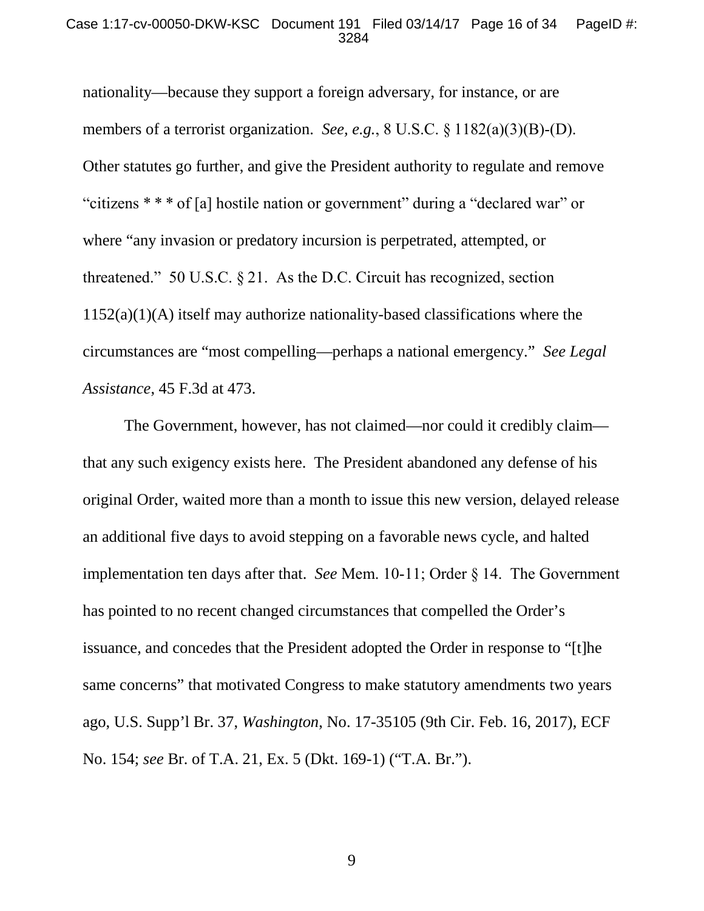nationality—because they support a foreign adversary, for instance, or are members of a terrorist organization. *See, e.g.*, 8 U.S.C. § 1182(a)(3)(B)-(D). Other statutes go further, and give the President authority to regulate and remove "citizens * * * of [a] hostile nation or government" during a "declared war" or where "any invasion or predatory incursion is perpetrated, attempted, or threatened." 50 U.S.C. § 21. As the D.C. Circuit has recognized, section 1152(a)(1)(A) itself may authorize nationality-based classifications where the circumstances are "most compelling—perhaps a national emergency." *See Legal Assistance*, 45 F.3d at 473.

The Government, however, has not claimed—nor could it credibly claim—that any such exigency exists here. The President abandoned any defense of his original Order, waited more than a month to issue this new version, delayed release an additional five days to avoid stepping on a favorable news cycle, and halted implementation ten days after that. *See* Mem. 10-11; Order § 14. The Government has pointed to no recent changed circumstances that compelled the Order's issuance, and concedes that the President adopted the Order in response to "[t]he same concerns" that motivated Congress to make statutory amendments two years ago, U.S. Supp'l Br. 37, *Washington*, No. 17-35105 (9th Cir. Feb. 16, 2017), ECF No. 154; *see* Br. of T.A. 21, Ex. 5 (Dkt. 169-1) ("T.A. Br.").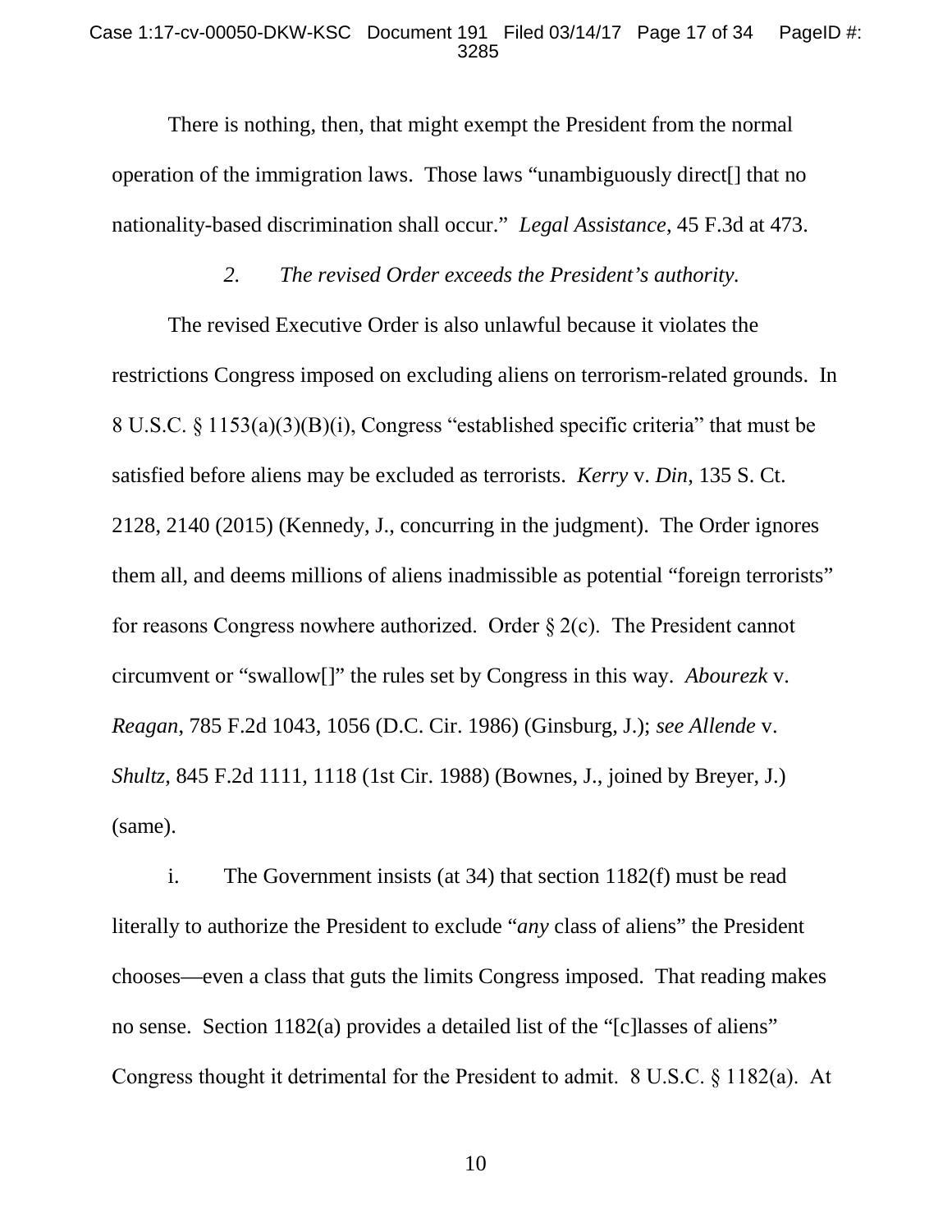There is nothing, then, that might exempt the President from the normal operation of the immigration laws. Those laws "unambiguously direct[] that no nationality-based discrimination shall occur." *Legal Assistance*, 45 F.3d at 473.

*2. The revised Order exceeds the President's authority.*

The revised Executive Order is also unlawful because it violates the restrictions Congress imposed on excluding aliens on terrorism-related grounds. In 8 U.S.C. § 1153(a)(3)(B)(i), Congress "established specific criteria" that must be satisfied before aliens may be excluded as terrorists. *Kerry* v. *Din*, 135 S. Ct. 2128, 2140 (2015) (Kennedy, J., concurring in the judgment). The Order ignores them all, and deems millions of aliens inadmissible as potential "foreign terrorists" for reasons Congress nowhere authorized. Order § 2(c). The President cannot circumvent or "swallow[]" the rules set by Congress in this way. *Abourezk* v. *Reagan*, 785 F.2d 1043, 1056 (D.C. Cir. 1986) (Ginsburg, J.); *see Allende* v. *Shultz*, 845 F.2d 1111, 1118 (1st Cir. 1988) (Bownes, J., joined by Breyer, J.) (same).

i. The Government insists (at 34) that section 1182(f) must be read literally to authorize the President to exclude "*any* class of aliens" the President chooses—even a class that guts the limits Congress imposed. That reading makes no sense. Section 1182(a) provides a detailed list of the "[c]lasses of aliens" Congress thought it detrimental for the President to admit. 8 U.S.C. § 1182(a). At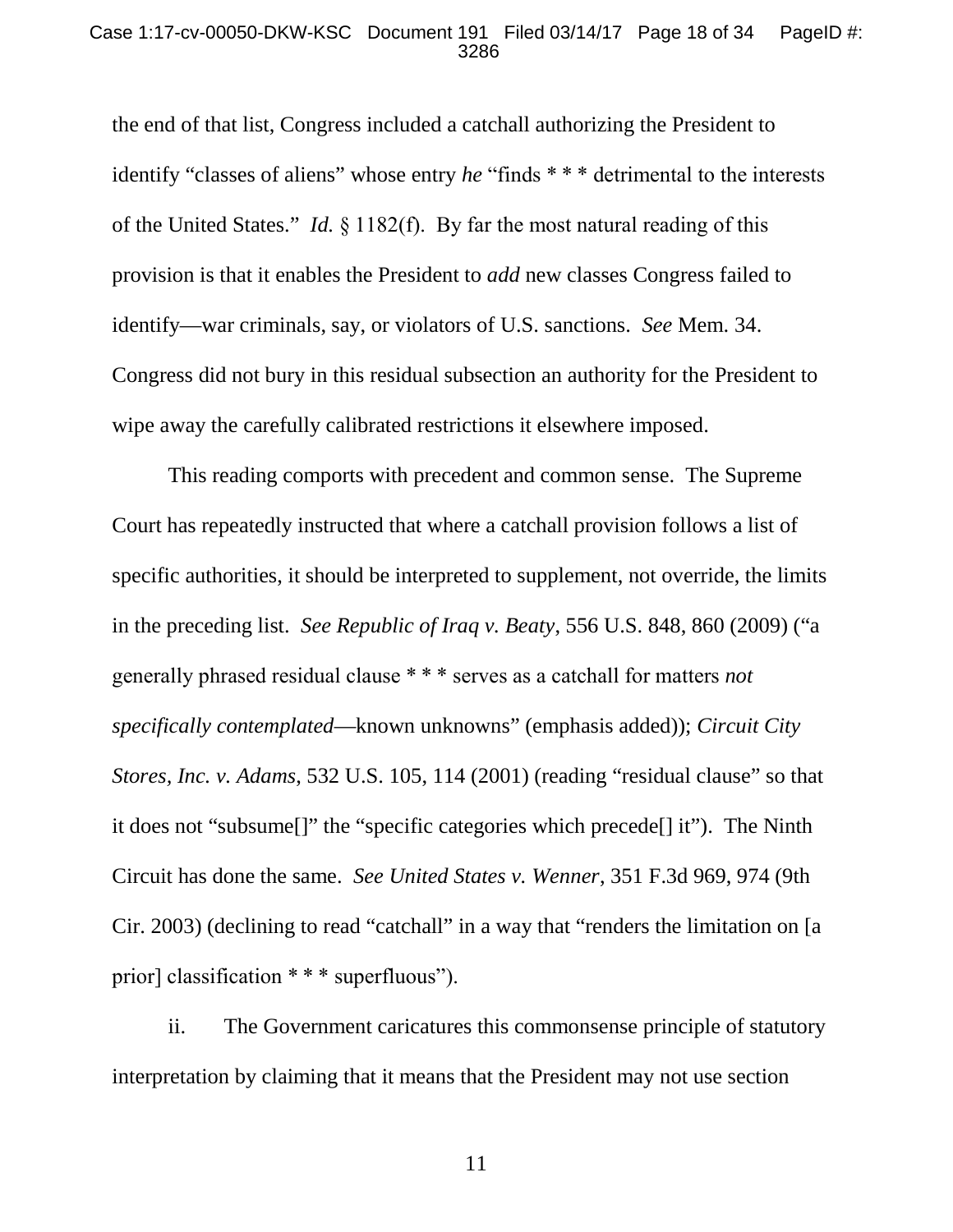the end of that list, Congress included a catchall authorizing the President to identify "classes of aliens" whose entry *he* "finds * * * detrimental to the interests of the United States." *Id.* § 1182(f). By far the most natural reading of this provision is that it enables the President to *add* new classes Congress failed to identify—war criminals, say, or violators of U.S. sanctions. *See* Mem. 34. Congress did not bury in this residual subsection an authority for the President to wipe away the carefully calibrated restrictions it elsewhere imposed.

This reading comports with precedent and common sense. The Supreme Court has repeatedly instructed that where a catchall provision follows a list of specific authorities, it should be interpreted to supplement, not override, the limits in the preceding list. *See Republic of Iraq v. Beaty*, 556 U.S. 848, 860 (2009) ("a generally phrased residual clause * * * serves as a catchall for matters *not specifically contemplated*—known unknowns" (emphasis added)); *Circuit City Stores, Inc. v. Adams*, 532 U.S. 105, 114 (2001) (reading "residual clause" so that it does not "subsume[]" the "specific categories which precede[] it"). The Ninth Circuit has done the same. *See United States v. Wenner*, 351 F.3d 969, 974 (9th Cir. 2003) (declining to read "catchall" in a way that "renders the limitation on [a prior] classification * * * superfluous").

ii. The Government caricatures this commonsense principle of statutory interpretation by claiming that it means that the President may not use section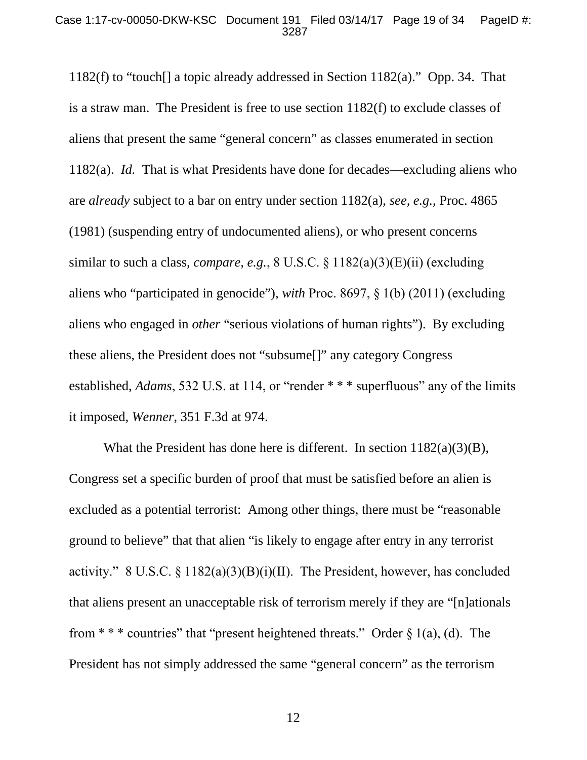1182(f) to "touch[] a topic already addressed in Section 1182(a)." Opp. 34. That is a straw man. The President is free to use section 1182(f) to exclude classes of aliens that present the same "general concern" as classes enumerated in section 1182(a). *Id.* That is what Presidents have done for decades—excluding aliens who are *already* subject to a bar on entry under section 1182(a), *see, e.g.*, Proc. 4865 (1981) (suspending entry of undocumented aliens), or who present concerns similar to such a class, *compare, e.g.*, 8 U.S.C. § 1182(a)(3)(E)(ii) (excluding aliens who "participated in genocide"), *with* Proc. 8697, § 1(b) (2011) (excluding aliens who engaged in *other* "serious violations of human rights"). By excluding these aliens, the President does not "subsume[]" any category Congress established, *Adams*, 532 U.S. at 114, or "render * * * superfluous" any of the limits it imposed, *Wenner*, 351 F.3d at 974.

What the President has done here is different. In section 1182(a)(3)(B), Congress set a specific burden of proof that must be satisfied before an alien is excluded as a potential terrorist: Among other things, there must be "reasonable ground to believe" that that alien "is likely to engage after entry in any terrorist activity." 8 U.S.C. § 1182(a)(3)(B)(i)(II). The President, however, has concluded that aliens present an unacceptable risk of terrorism merely if they are "[n]ationals from * * * countries" that "present heightened threats." Order § 1(a), (d). The President has not simply addressed the same "general concern" as the terrorism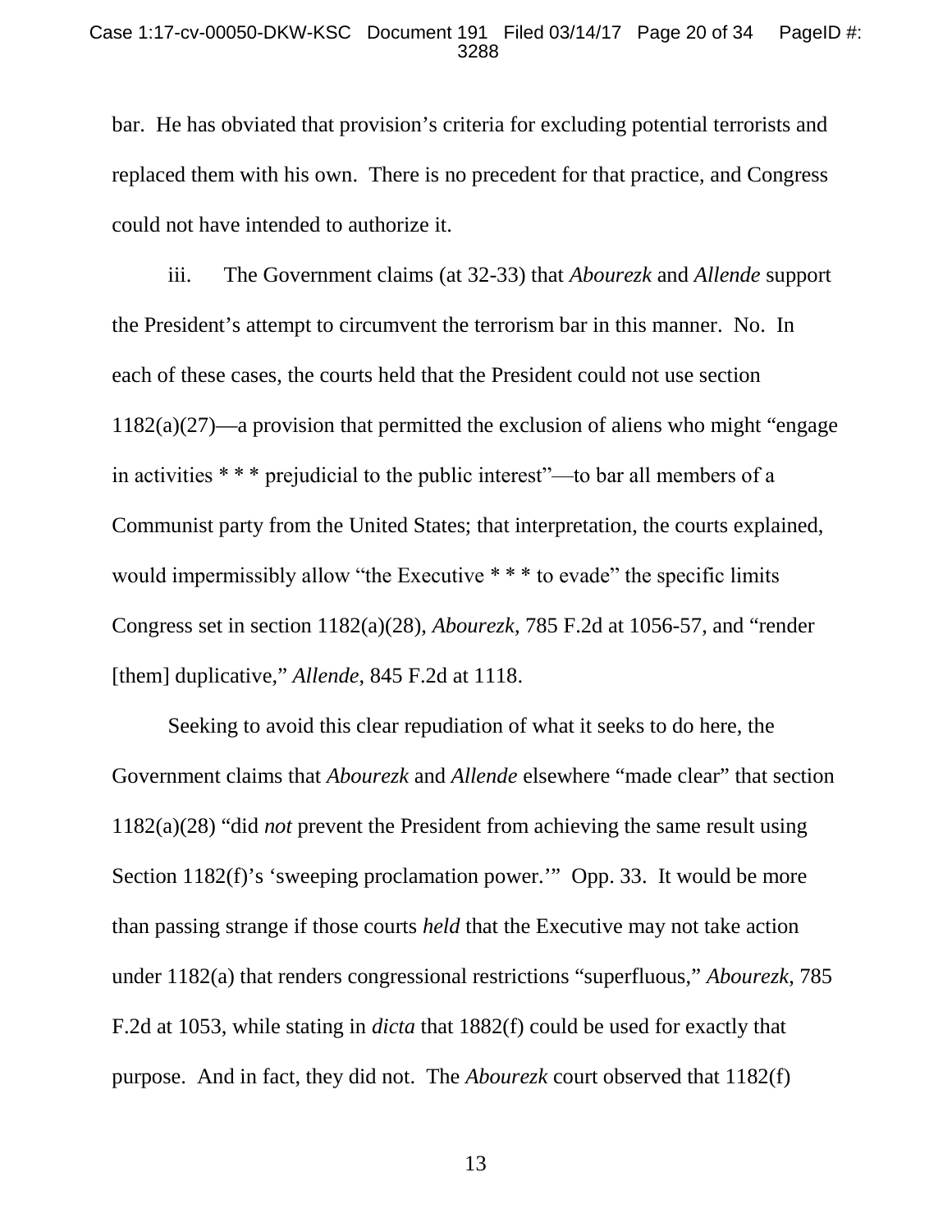bar. He has obviated that provision's criteria for excluding potential terrorists and replaced them with his own. There is no precedent for that practice, and Congress could not have intended to authorize it.

iii. The Government claims (at 32-33) that *Abourezk* and *Allende* support the President's attempt to circumvent the terrorism bar in this manner. No. In each of these cases, the courts held that the President could not use section 1182(a)(27)—a provision that permitted the exclusion of aliens who might "engage in activities * * * prejudicial to the public interest"—to bar all members of a Communist party from the United States; that interpretation, the courts explained, would impermissibly allow "the Executive * * * to evade" the specific limits Congress set in section 1182(a)(28), *Abourezk*, 785 F.2d at 1056-57, and "render [them] duplicative," *Allende*, 845 F.2d at 1118.

Seeking to avoid this clear repudiation of what it seeks to do here, the Government claims that *Abourezk* and *Allende* elsewhere "made clear" that section 1182(a)(28) "did *not* prevent the President from achieving the same result using Section 1182(f)'s 'sweeping proclamation power.'" Opp. 33. It would be more than passing strange if those courts *held* that the Executive may not take action under 1182(a) that renders congressional restrictions "superfluous," *Abourezk*, 785 F.2d at 1053, while stating in *dicta* that 1882(f) could be used for exactly that purpose. And in fact, they did not. The *Abourezk* court observed that 1182(f)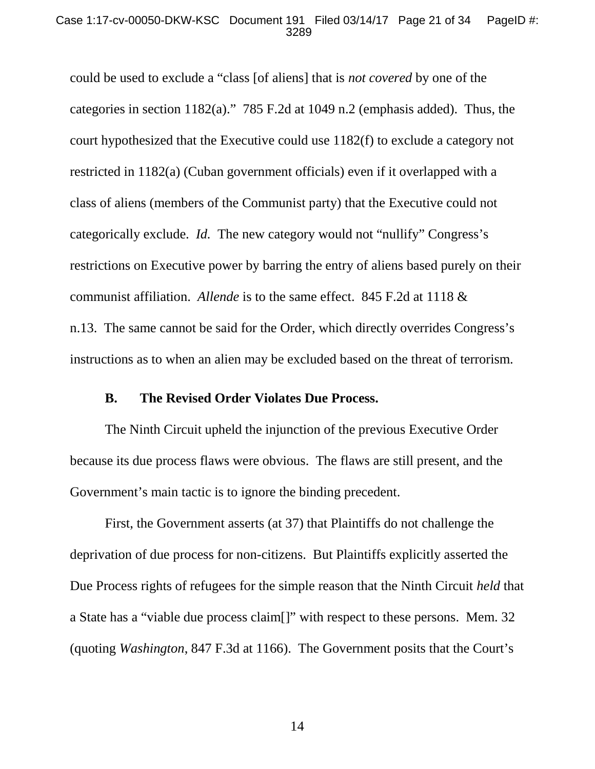could be used to exclude a "class [of aliens] that is *not covered* by one of the categories in section 1182(a)." 785 F.2d at 1049 n.2 (emphasis added). Thus, the court hypothesized that the Executive could use 1182(f) to exclude a category not restricted in 1182(a) (Cuban government officials) even if it overlapped with a class of aliens (members of the Communist party) that the Executive could not categorically exclude. *Id.* The new category would not "nullify" Congress's restrictions on Executive power by barring the entry of aliens based purely on their communist affiliation. *Allende* is to the same effect. 845 F.2d at 1118 & n.13. The same cannot be said for the Order, which directly overrides Congress's instructions as to when an alien may be excluded based on the threat of terrorism.

### B. The Revised Order Violates Due Process.

The Ninth Circuit upheld the injunction of the previous Executive Order because its due process flaws were obvious. The flaws are still present, and the Government's main tactic is to ignore the binding precedent.

First, the Government asserts (at 37) that Plaintiffs do not challenge the deprivation of due process for non-citizens. But Plaintiffs explicitly asserted the Due Process rights of refugees for the simple reason that the Ninth Circuit *held* that a State has a "viable due process claim[]" with respect to these persons. Mem. 32 (quoting *Washington*, 847 F.3d at 1166). The Government posits that the Court's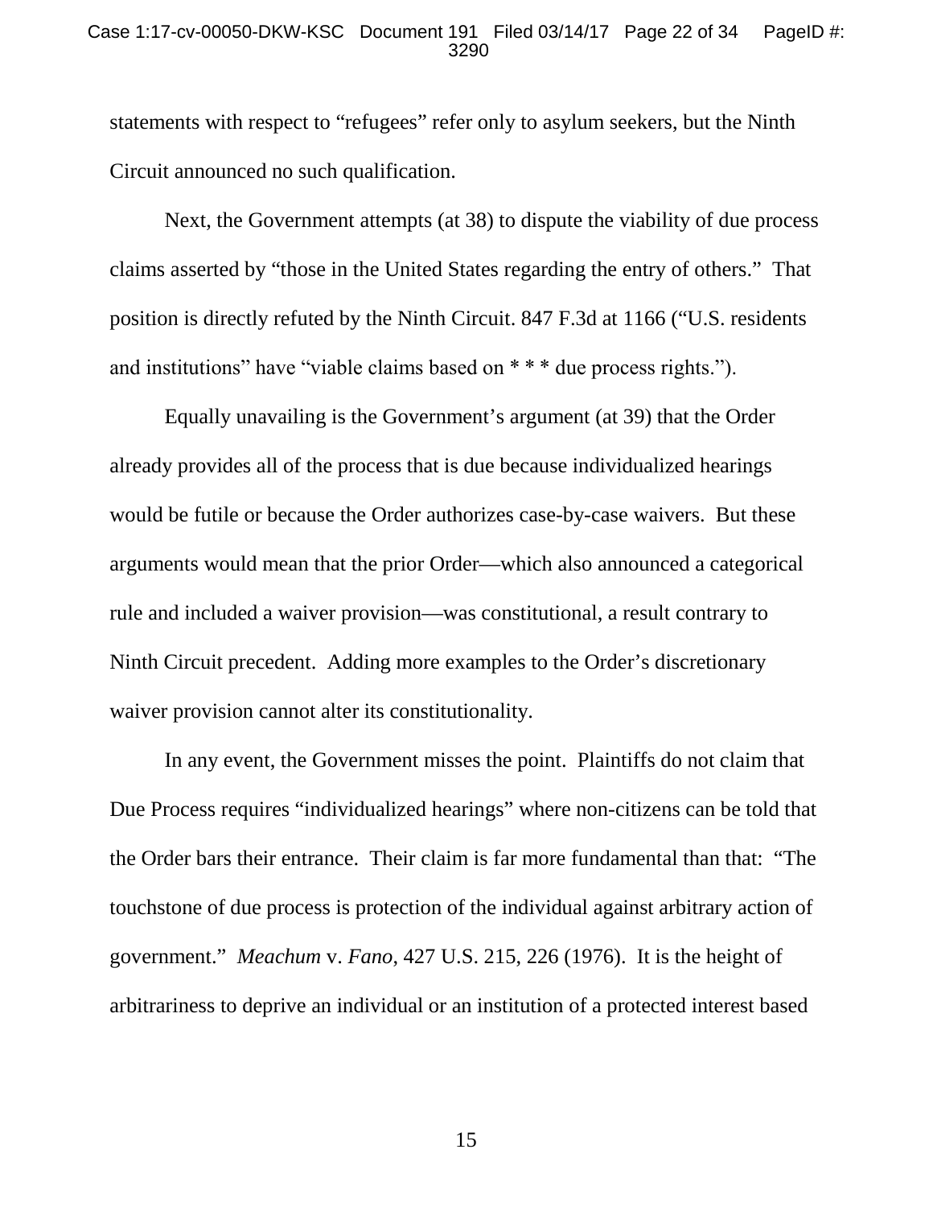statements with respect to "refugees" refer only to asylum seekers, but the Ninth Circuit announced no such qualification.

Next, the Government attempts (at 38) to dispute the viability of due process claims asserted by "those in the United States regarding the entry of others." That position is directly refuted by the Ninth Circuit. 847 F.3d at 1166 ("U.S. residents and institutions" have "viable claims based on * * * due process rights.").

Equally unavailing is the Government's argument (at 39) that the Order already provides all of the process that is due because individualized hearings would be futile or because the Order authorizes case-by-case waivers. But these arguments would mean that the prior Order—which also announced a categorical rule and included a waiver provision—was constitutional, a result contrary to Ninth Circuit precedent. Adding more examples to the Order's discretionary waiver provision cannot alter its constitutionality.

In any event, the Government misses the point. Plaintiffs do not claim that Due Process requires "individualized hearings" where non-citizens can be told that the Order bars their entrance. Their claim is far more fundamental than that: "The touchstone of due process is protection of the individual against arbitrary action of government." *Meachum* v. *Fano*, 427 U.S. 215, 226 (1976). It is the height of arbitrariness to deprive an individual or an institution of a protected interest based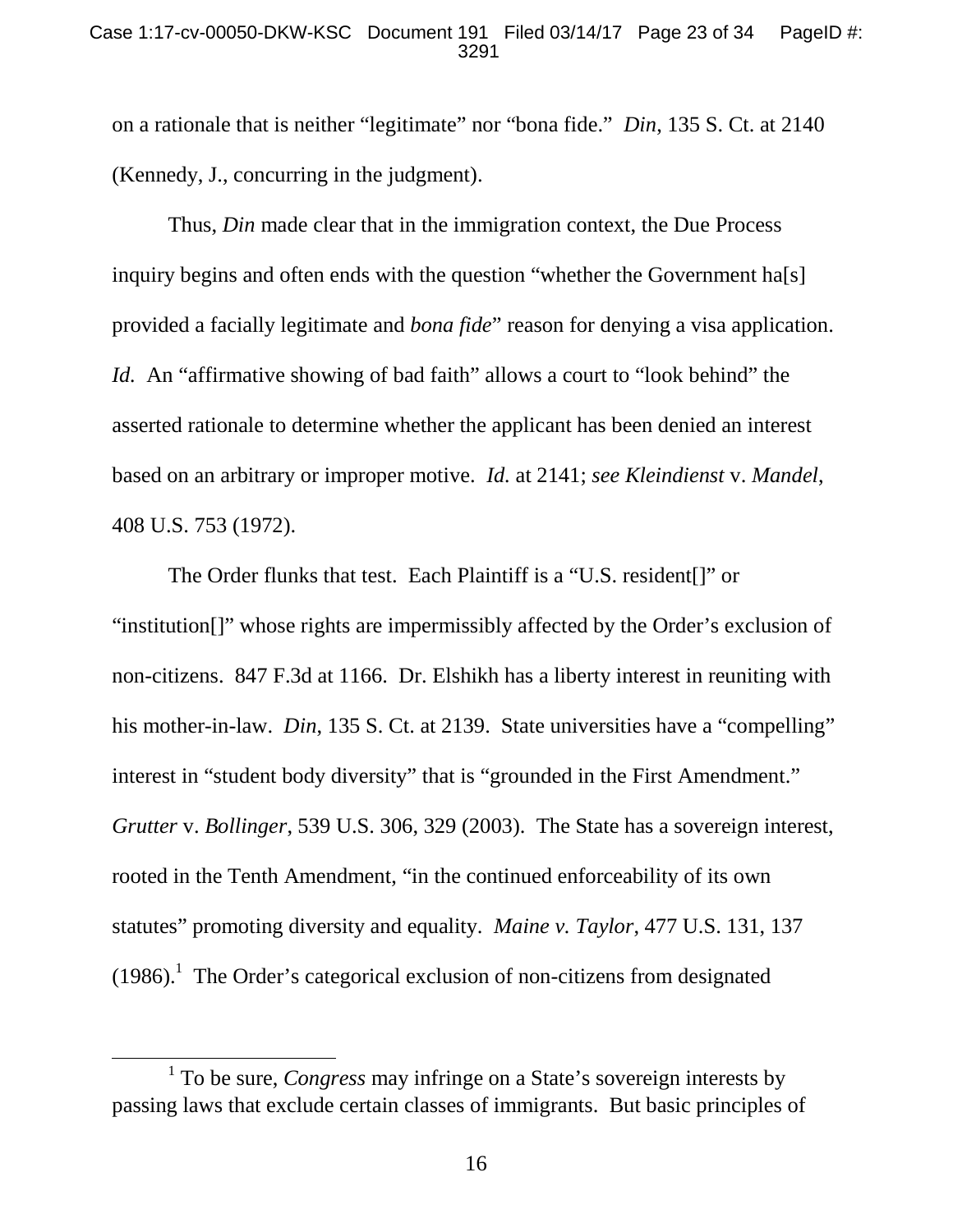on a rationale that is neither "legitimate" nor "bona fide." *Din*, 135 S. Ct. at 2140 (Kennedy, J., concurring in the judgment).

Thus, *Din* made clear that in the immigration context, the Due Process inquiry begins and often ends with the question "whether the Government ha[s] provided a facially legitimate and *bona fide*" reason for denying a visa application. *Id.* An "affirmative showing of bad faith" allows a court to "look behind" the asserted rationale to determine whether the applicant has been denied an interest based on an arbitrary or improper motive. *Id.* at 2141; *see Kleindienst* v. *Mandel*, 408 U.S. 753 (1972).

The Order flunks that test. Each Plaintiff is a "U.S. resident[]" or "institution[]" whose rights are impermissibly affected by the Order's exclusion of non-citizens. 847 F.3d at 1166. Dr. Elshikh has a liberty interest in reuniting with his mother-in-law. *Din*, 135 S. Ct. at 2139. State universities have a "compelling" interest in "student body diversity" that is "grounded in the First Amendment." *Grutter* v. *Bollinger*, 539 U.S. 306, 329 (2003). The State has a sovereign interest, rooted in the Tenth Amendment, "in the continued enforceability of its own statutes" promoting diversity and equality. *Maine v. Taylor*, 477 U.S. 131, 137 (1986).[1] The Order's categorical exclusion of non-citizens from designated

[1] To be sure, *Congress* may infringe on a State's sovereign interests by passing laws that exclude certain classes of immigrants. But basic principles of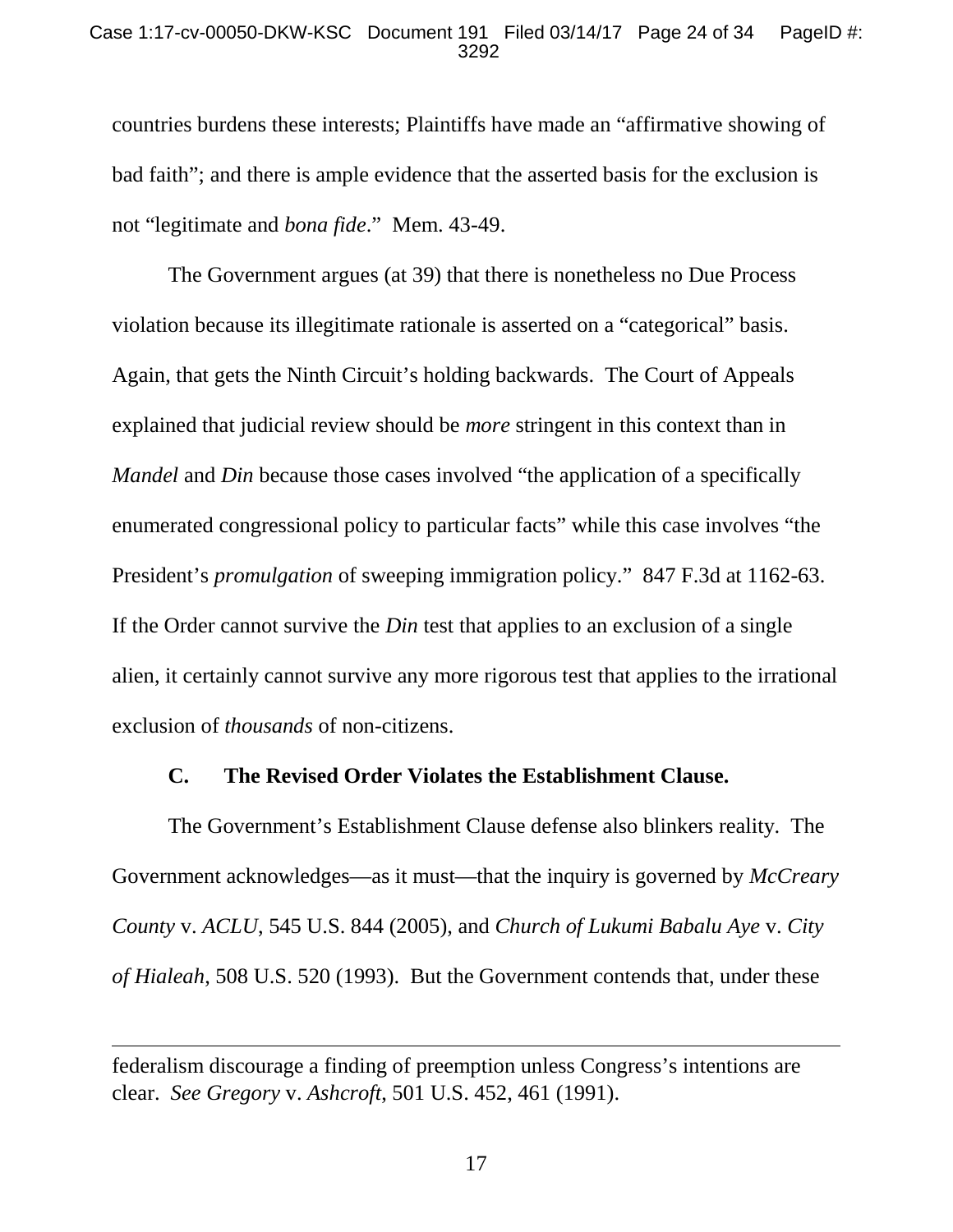countries burdens these interests; Plaintiffs have made an "affirmative showing of bad faith"; and there is ample evidence that the asserted basis for the exclusion is not "legitimate and *bona fide*." Mem. 43-49.

The Government argues (at 39) that there is nonetheless no Due Process violation because its illegitimate rationale is asserted on a "categorical" basis. Again, that gets the Ninth Circuit's holding backwards. The Court of Appeals explained that judicial review should be *more* stringent in this context than in *Mandel* and *Din* because those cases involved "the application of a specifically enumerated congressional policy to particular facts" while this case involves "the President's *promulgation* of sweeping immigration policy." 847 F.3d at 1162-63. If the Order cannot survive the *Din* test that applies to an exclusion of a single alien, it certainly cannot survive any more rigorous test that applies to the irrational exclusion of *thousands* of non-citizens.

### C. The Revised Order Violates the Establishment Clause.

The Government's Establishment Clause defense also blinkers reality. The Government acknowledges—as it must—that the inquiry is governed by *McCreary County* v. *ACLU*, 545 U.S. 844 (2005), and *Church of Lukumi Babalu Aye* v. *City of Hialeah*, 508 U.S. 520 (1993). But the Government contends that, under these

---

federalism discourage a finding of preemption unless Congress's intentions are clear. *See Gregory* v. *Ashcroft*, 501 U.S. 452, 461 (1991).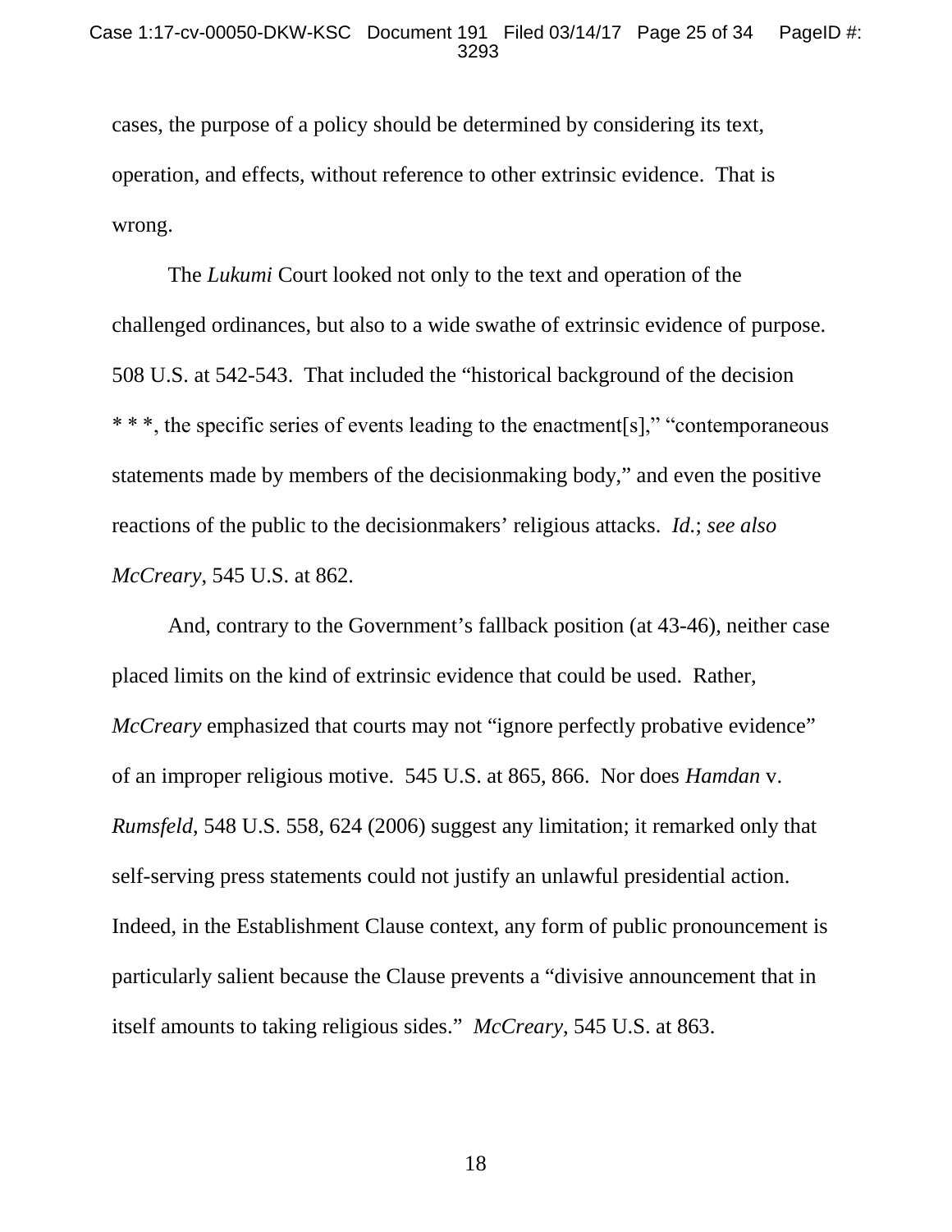cases, the purpose of a policy should be determined by considering its text, operation, and effects, without reference to other extrinsic evidence. That is wrong.

The *Lukumi* Court looked not only to the text and operation of the challenged ordinances, but also to a wide swathe of extrinsic evidence of purpose. 508 U.S. at 542-543. That included the "historical background of the decision * * *, the specific series of events leading to the enactment[s]," "contemporaneous statements made by members of the decisionmaking body," and even the positive reactions of the public to the decisionmakers' religious attacks. *Id.*; *see also McCreary*, 545 U.S. at 862.

And, contrary to the Government's fallback position (at 43-46), neither case placed limits on the kind of extrinsic evidence that could be used. Rather, *McCreary* emphasized that courts may not "ignore perfectly probative evidence" of an improper religious motive. 545 U.S. at 865, 866. Nor does *Hamdan* v. *Rumsfeld*, 548 U.S. 558, 624 (2006) suggest any limitation; it remarked only that self-serving press statements could not justify an unlawful presidential action. Indeed, in the Establishment Clause context, any form of public pronouncement is particularly salient because the Clause prevents a "divisive announcement that in itself amounts to taking religious sides." *McCreary*, 545 U.S. at 863.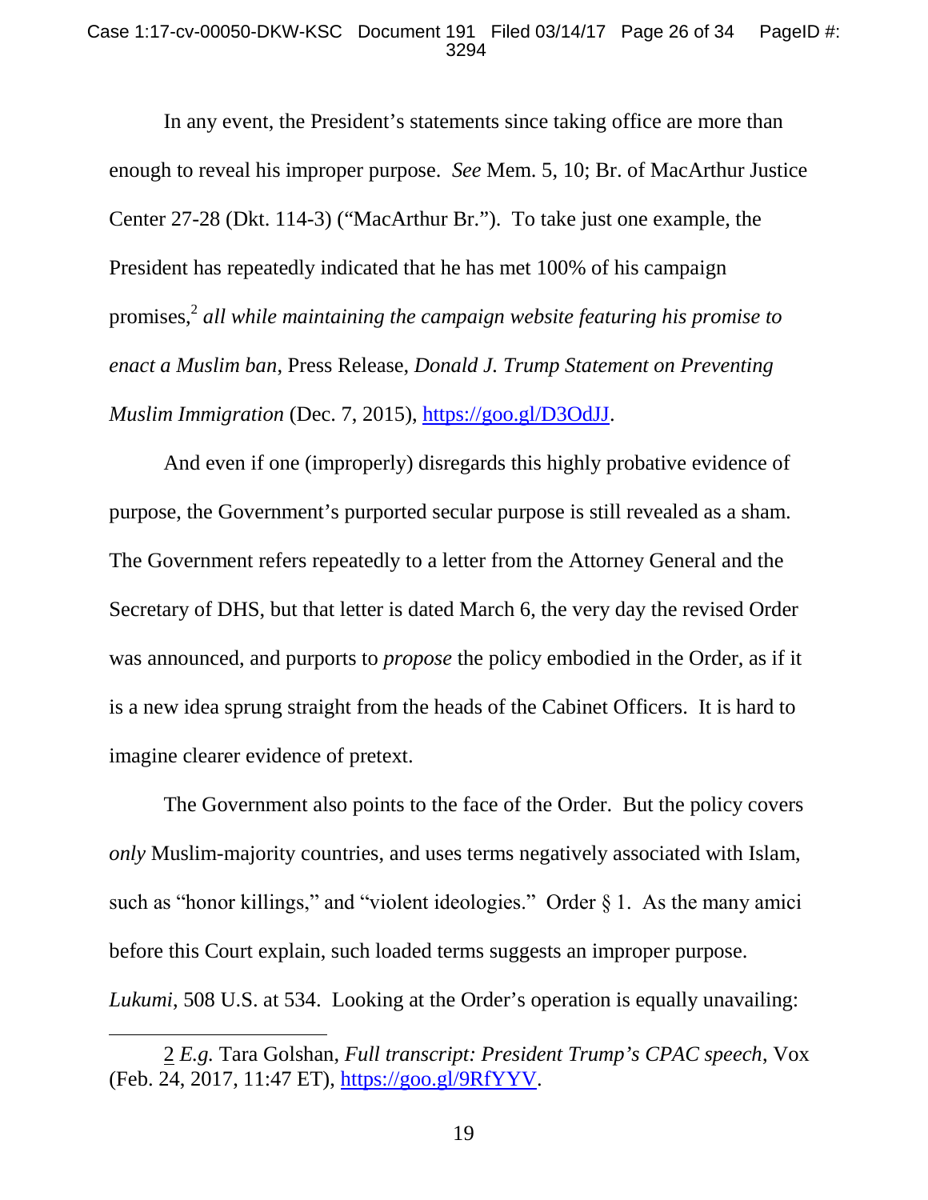In any event, the President's statements since taking office are more than enough to reveal his improper purpose. *See* Mem. 5, 10; Br. of MacArthur Justice Center 27-28 (Dkt. 114-3) ("MacArthur Br."). To take just one example, the President has repeatedly indicated that he has met 100% of his campaign promises,[2] *all while maintaining the campaign website featuring his promise to enact a Muslim ban*, Press Release, *Donald J. Trump Statement on Preventing Muslim Immigration* (Dec. 7, 2015), https://goo.gl/D3OdJJ.

And even if one (improperly) disregards this highly probative evidence of purpose, the Government's purported secular purpose is still revealed as a sham. The Government refers repeatedly to a letter from the Attorney General and the Secretary of DHS, but that letter is dated March 6, the very day the revised Order was announced, and purports to *propose* the policy embodied in the Order, as if it is a new idea sprung straight from the heads of the Cabinet Officers. It is hard to imagine clearer evidence of pretext.

The Government also points to the face of the Order. But the policy covers *only* Muslim-majority countries, and uses terms negatively associated with Islam, such as "honor killings," and "violent ideologies." Order § 1. As the many amici before this Court explain, such loaded terms suggests an improper purpose. *Lukumi*, 508 U.S. at 534. Looking at the Order's operation is equally unavailing:

---

2 *E.g.* Tara Golshan, *Full transcript: President Trump's CPAC speech*, Vox (Feb. 24, 2017, 11:47 ET), https://goo.gl/9RfYYV.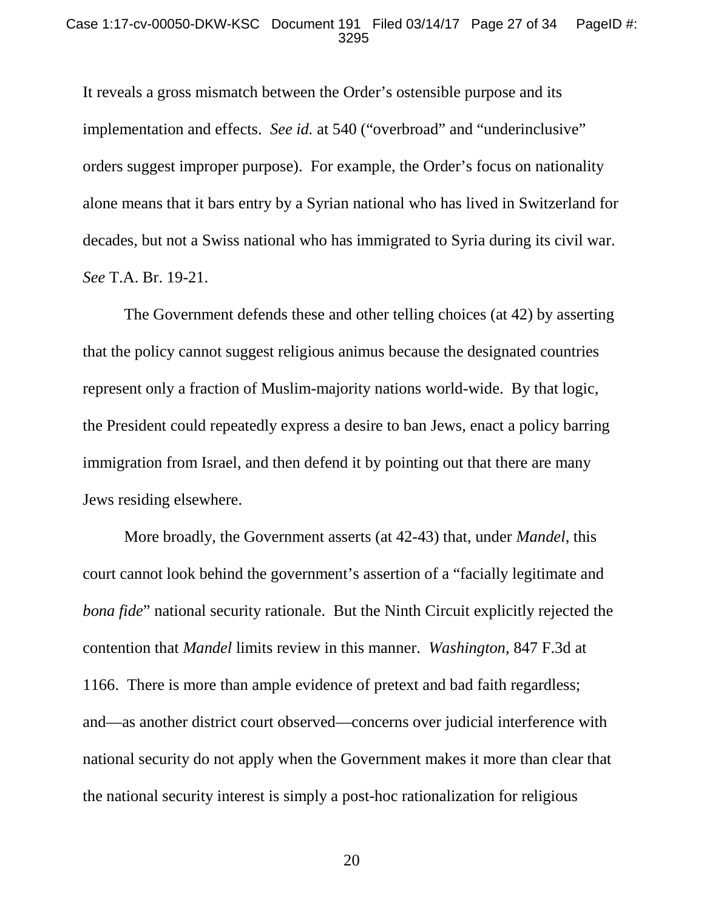It reveals a gross mismatch between the Order's ostensible purpose and its implementation and effects. *See id.* at 540 ("overbroad" and "underinclusive" orders suggest improper purpose). For example, the Order's focus on nationality alone means that it bars entry by a Syrian national who has lived in Switzerland for decades, but not a Swiss national who has immigrated to Syria during its civil war. *See* T.A. Br. 19-21.

The Government defends these and other telling choices (at 42) by asserting that the policy cannot suggest religious animus because the designated countries represent only a fraction of Muslim-majority nations world-wide. By that logic, the President could repeatedly express a desire to ban Jews, enact a policy barring immigration from Israel, and then defend it by pointing out that there are many Jews residing elsewhere.

More broadly, the Government asserts (at 42-43) that, under *Mandel*, this court cannot look behind the government's assertion of a "facially legitimate and *bona fide*" national security rationale. But the Ninth Circuit explicitly rejected the contention that *Mandel* limits review in this manner. *Washington*, 847 F.3d at 1166. There is more than ample evidence of pretext and bad faith regardless; and—as another district court observed—concerns over judicial interference with national security do not apply when the Government makes it more than clear that the national security interest is simply a post-hoc rationalization for religious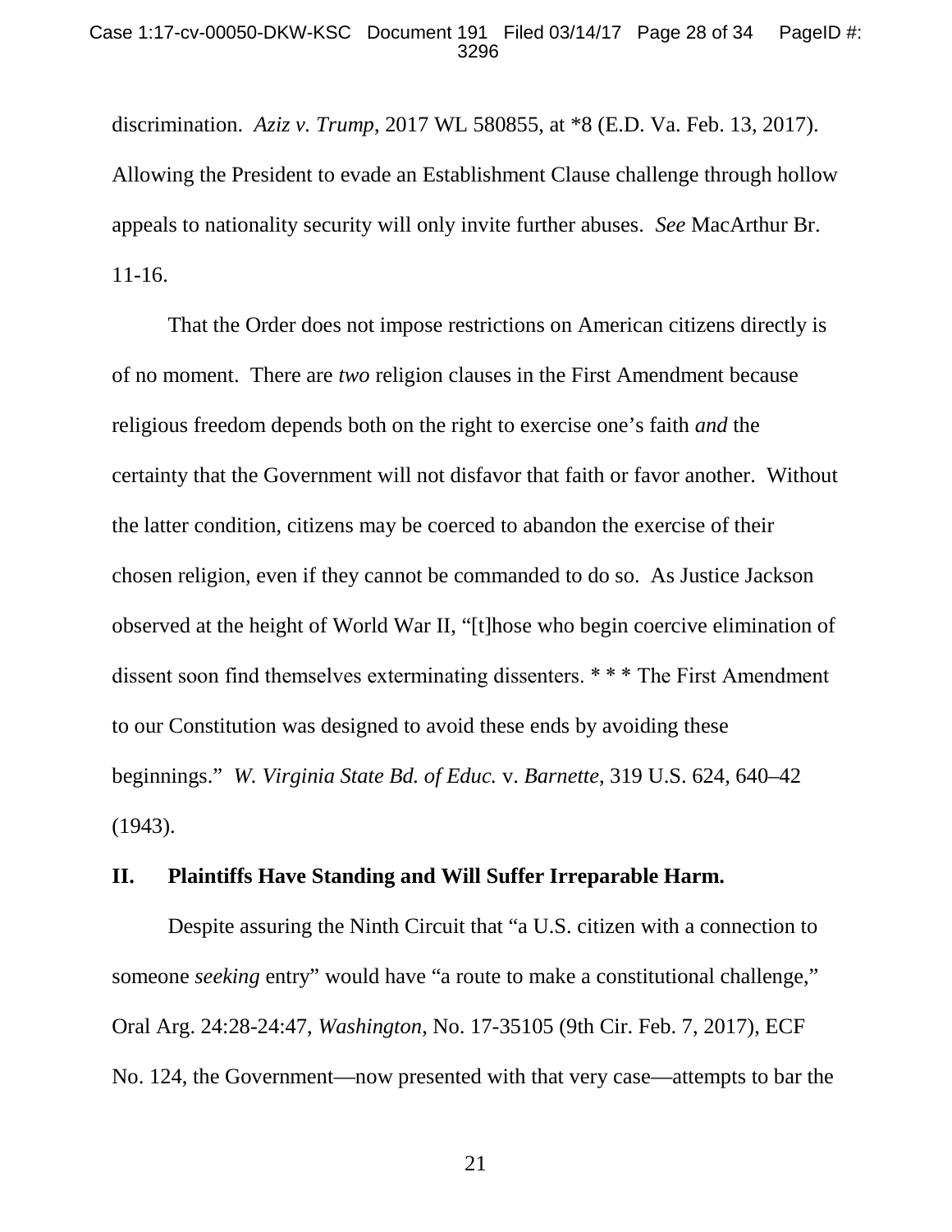discrimination. *Aziz v. Trump*, 2017 WL 580855, at *8 (E.D. Va. Feb. 13, 2017). Allowing the President to evade an Establishment Clause challenge through hollow appeals to nationality security will only invite further abuses. *See* MacArthur Br. 11-16.

That the Order does not impose restrictions on American citizens directly is of no moment. There are *two* religion clauses in the First Amendment because religious freedom depends both on the right to exercise one's faith *and* the certainty that the Government will not disfavor that faith or favor another. Without the latter condition, citizens may be coerced to abandon the exercise of their chosen religion, even if they cannot be commanded to do so. As Justice Jackson observed at the height of World War II, "[t]hose who begin coercive elimination of dissent soon find themselves exterminating dissenters. * * * The First Amendment to our Constitution was designed to avoid these ends by avoiding these beginnings." *W. Virginia State Bd. of Educ.* v. *Barnette*, 319 U.S. 624, 640–42 (1943).

## II. Plaintiffs Have Standing and Will Suffer Irreparable Harm.

Despite assuring the Ninth Circuit that "a U.S. citizen with a connection to someone *seeking* entry" would have "a route to make a constitutional challenge," Oral Arg. 24:28-24:47, *Washington*, No. 17-35105 (9th Cir. Feb. 7, 2017), ECF No. 124, the Government—now presented with that very case—attempts to bar the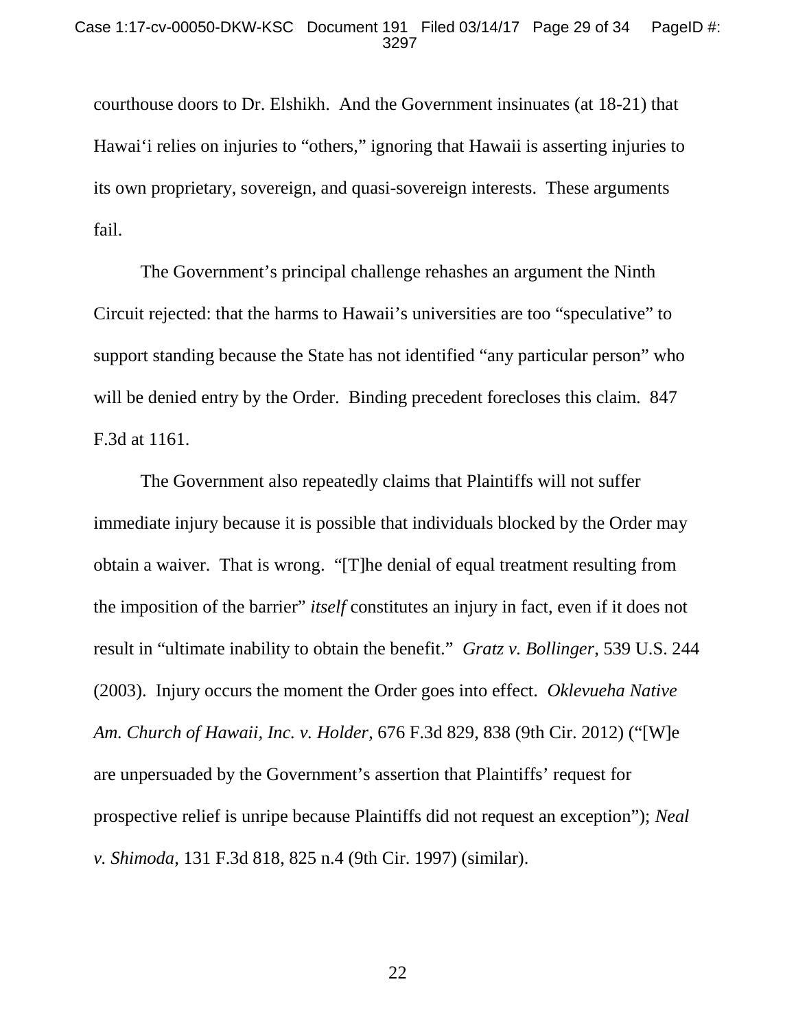courthouse doors to Dr. Elshikh. And the Government insinuates (at 18-21) that Hawai‘i relies on injuries to “others,” ignoring that Hawaii is asserting injuries to its own proprietary, sovereign, and quasi-sovereign interests. These arguments fail.

The Government’s principal challenge rehashes an argument the Ninth Circuit rejected: that the harms to Hawaii’s universities are too “speculative” to support standing because the State has not identified “any particular person” who will be denied entry by the Order. Binding precedent forecloses this claim. 847 F.3d at 1161.

The Government also repeatedly claims that Plaintiffs will not suffer immediate injury because it is possible that individuals blocked by the Order may obtain a waiver. That is wrong. “[T]he denial of equal treatment resulting from the imposition of the barrier” *itself* constitutes an injury in fact, even if it does not result in “ultimate inability to obtain the benefit.” *Gratz v. Bollinger*, 539 U.S. 244 (2003). Injury occurs the moment the Order goes into effect. *Oklevueha Native Am. Church of Hawaii, Inc. v. Holder*, 676 F.3d 829, 838 (9th Cir. 2012) (“[W]e are unpersuaded by the Government’s assertion that Plaintiffs’ request for prospective relief is unripe because Plaintiffs did not request an exception”); *Neal v. Shimoda*, 131 F.3d 818, 825 n.4 (9th Cir. 1997) (similar).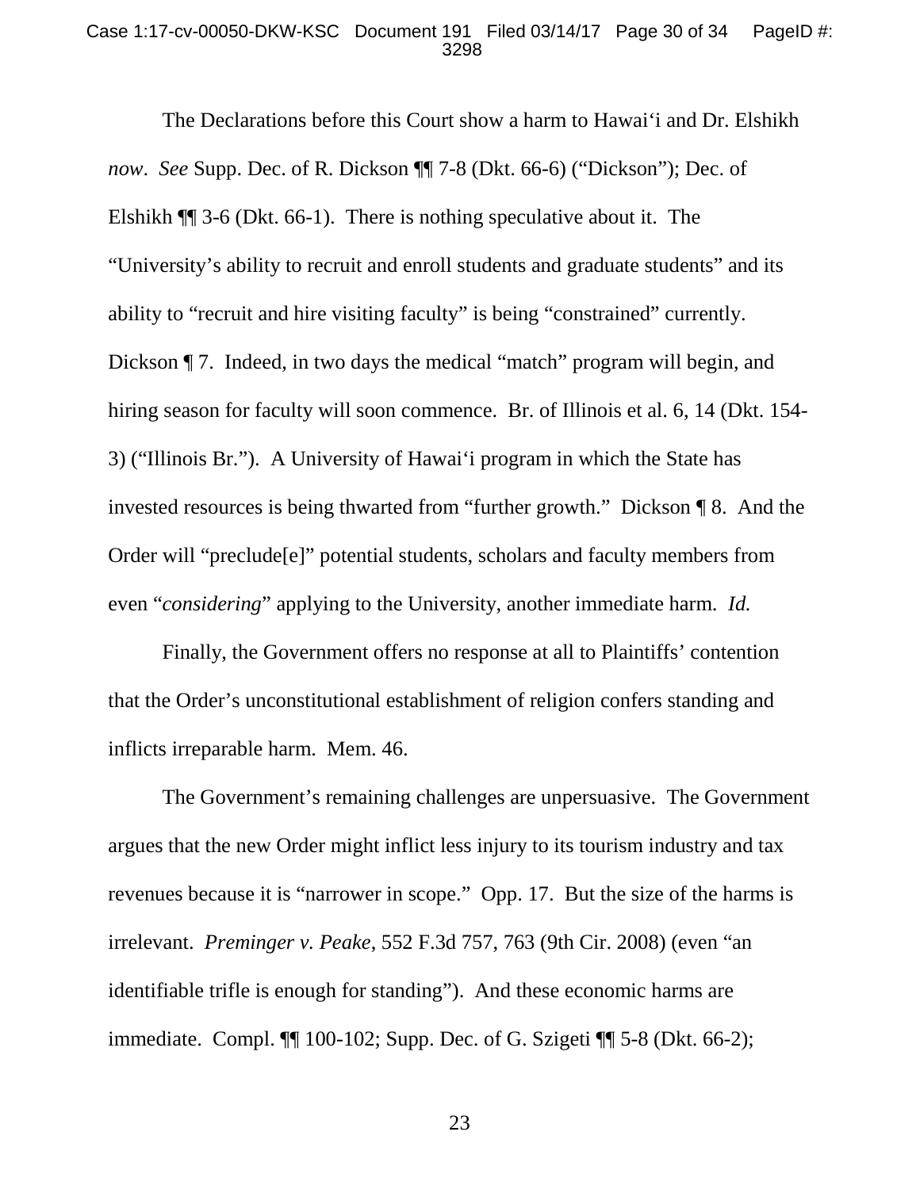The Declarations before this Court show a harm to Hawai‘i and Dr. Elshikh *now*. *See* Supp. Dec. of R. Dickson ¶¶ 7-8 (Dkt. 66-6) (“Dickson”); Dec. of Elshikh ¶¶ 3-6 (Dkt. 66-1). There is nothing speculative about it. The “University’s ability to recruit and enroll students and graduate students” and its ability to “recruit and hire visiting faculty” is being “constrained” currently. Dickson ¶ 7. Indeed, in two days the medical “match” program will begin, and hiring season for faculty will soon commence. Br. of Illinois et al. 6, 14 (Dkt. 154-3) (“Illinois Br.”). A University of Hawai‘i program in which the State has invested resources is being thwarted from “further growth.” Dickson ¶ 8. And the Order will “preclude[e]” potential students, scholars and faculty members from even “*considering*” applying to the University, another immediate harm. *Id.*

Finally, the Government offers no response at all to Plaintiffs’ contention that the Order’s unconstitutional establishment of religion confers standing and inflicts irreparable harm. Mem. 46.

The Government’s remaining challenges are unpersuasive. The Government argues that the new Order might inflict less injury to its tourism industry and tax revenues because it is “narrower in scope.” Opp. 17. But the size of the harms is irrelevant. *Preminger v. Peake*, 552 F.3d 757, 763 (9th Cir. 2008) (even “an identifiable trifle is enough for standing”). And these economic harms are immediate. Compl. ¶¶ 100-102; Supp. Dec. of G. Szigeti ¶¶ 5-8 (Dkt. 66-2);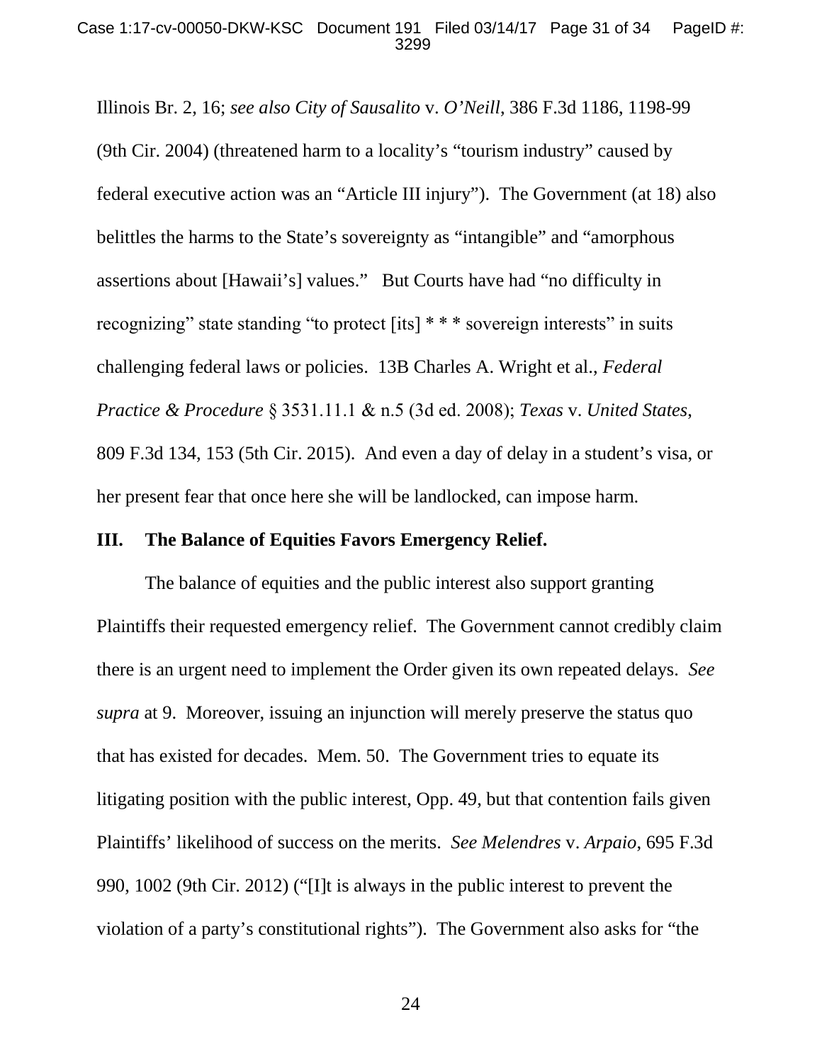Illinois Br. 2, 16; *see also City of Sausalito* v. *O'Neill*, 386 F.3d 1186, 1198-99 (9th Cir. 2004) (threatened harm to a locality's "tourism industry" caused by federal executive action was an "Article III injury"). The Government (at 18) also belittles the harms to the State's sovereignty as "intangible" and "amorphous assertions about [Hawaii's] values." But Courts have had "no difficulty in recognizing" state standing "to protect [its] * * * sovereign interests" in suits challenging federal laws or policies. 13B Charles A. Wright et al., *Federal Practice & Procedure* § 3531.11.1 & n.5 (3d ed. 2008); *Texas* v. *United States*, 809 F.3d 134, 153 (5th Cir. 2015). And even a day of delay in a student's visa, or her present fear that once here she will be landlocked, can impose harm.

## III. The Balance of Equities Favors Emergency Relief.

The balance of equities and the public interest also support granting Plaintiffs their requested emergency relief. The Government cannot credibly claim there is an urgent need to implement the Order given its own repeated delays. *See supra* at 9. Moreover, issuing an injunction will merely preserve the status quo that has existed for decades. Mem. 50. The Government tries to equate its litigating position with the public interest, Opp. 49, but that contention fails given Plaintiffs' likelihood of success on the merits. *See Melendres* v. *Arpaio*, 695 F.3d 990, 1002 (9th Cir. 2012) ("[I]t is always in the public interest to prevent the violation of a party's constitutional rights"). The Government also asks for "the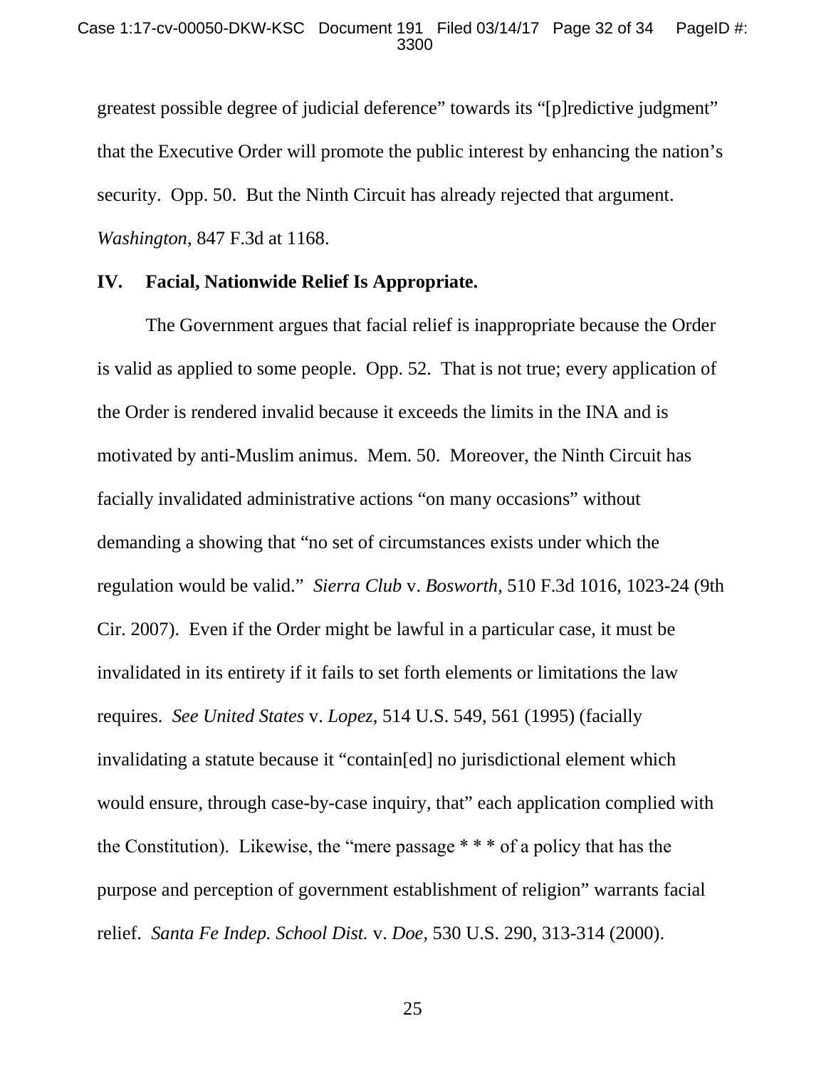greatest possible degree of judicial deference" towards its "[p]redictive judgment" that the Executive Order will promote the public interest by enhancing the nation's security. Opp. 50. But the Ninth Circuit has already rejected that argument. *Washington*, 847 F.3d at 1168.

## IV. Facial, Nationwide Relief Is Appropriate.

The Government argues that facial relief is inappropriate because the Order is valid as applied to some people. Opp. 52. That is not true; every application of the Order is rendered invalid because it exceeds the limits in the INA and is motivated by anti-Muslim animus. Mem. 50. Moreover, the Ninth Circuit has facially invalidated administrative actions "on many occasions" without demanding a showing that "no set of circumstances exists under which the regulation would be valid." *Sierra Club* v. *Bosworth*, 510 F.3d 1016, 1023-24 (9th Cir. 2007). Even if the Order might be lawful in a particular case, it must be invalidated in its entirety if it fails to set forth elements or limitations the law requires. *See United States* v. *Lopez*, 514 U.S. 549, 561 (1995) (facially invalidating a statute because it "contain[ed] no jurisdictional element which would ensure, through case-by-case inquiry, that" each application complied with the Constitution). Likewise, the "mere passage * * * of a policy that has the purpose and perception of government establishment of religion" warrants facial relief. *Santa Fe Indep. School Dist.* v. *Doe*, 530 U.S. 290, 313-314 (2000).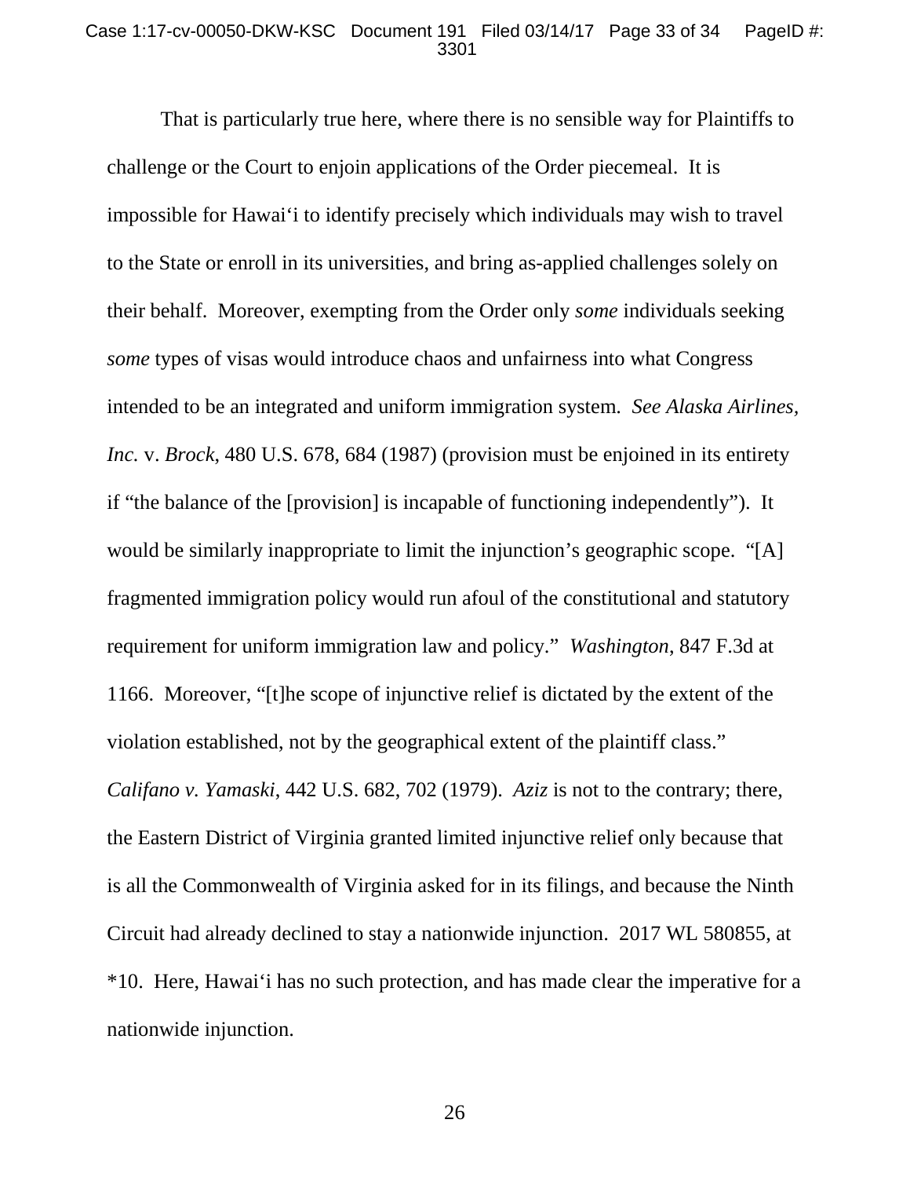That is particularly true here, where there is no sensible way for Plaintiffs to challenge or the Court to enjoin applications of the Order piecemeal. It is impossible for Hawai‘i to identify precisely which individuals may wish to travel to the State or enroll in its universities, and bring as-applied challenges solely on their behalf. Moreover, exempting from the Order only *some* individuals seeking *some* types of visas would introduce chaos and unfairness into what Congress intended to be an integrated and uniform immigration system. *See Alaska Airlines, Inc.* v. *Brock*, 480 U.S. 678, 684 (1987) (provision must be enjoined in its entirety if "the balance of the [provision] is incapable of functioning independently"). It would be similarly inappropriate to limit the injunction's geographic scope. "[A] fragmented immigration policy would run afoul of the constitutional and statutory requirement for uniform immigration law and policy." *Washington*, 847 F.3d at 1166. Moreover, "[t]he scope of injunctive relief is dictated by the extent of the violation established, not by the geographical extent of the plaintiff class." *Califano v. Yamaski*, 442 U.S. 682, 702 (1979). *Aziz* is not to the contrary; there, the Eastern District of Virginia granted limited injunctive relief only because that is all the Commonwealth of Virginia asked for in its filings, and because the Ninth Circuit had already declined to stay a nationwide injunction. 2017 WL 580855, at *10. Here, Hawai‘i has no such protection, and has made clear the imperative for a nationwide injunction.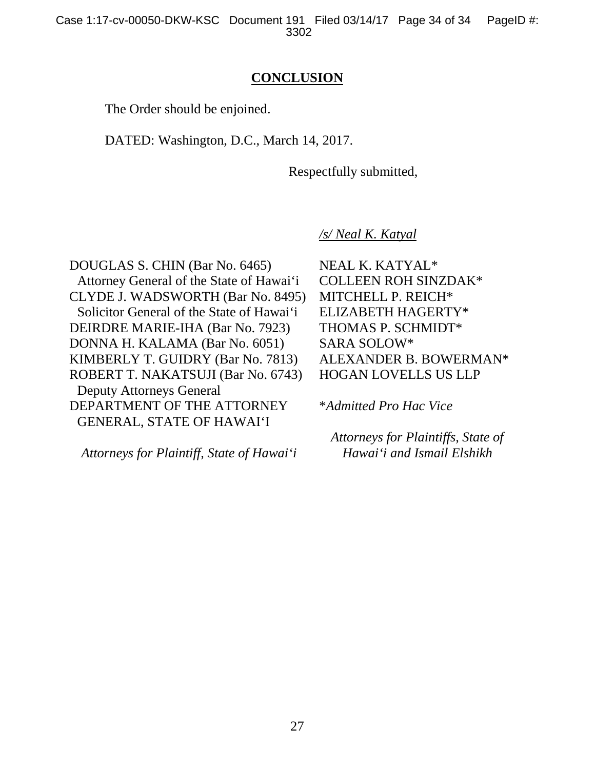## CONCLUSION

The Order should be enjoined.

DATED: Washington, D.C., March 14, 2017.

Respectfully submitted,

*/s/ Neal K. Katyal*

DOUGLAS S. CHIN (Bar No. 6465)
Attorney General of the State of Hawai'i
CLYDE J. WADSWORTH (Bar No. 8495)
Solicitor General of the State of Hawai'i
DEIRDRE MARIE-IHA (Bar No. 7923)
DONNA H. KALAMA (Bar No. 6051)
KIMBERLY T. GUIDRY (Bar No. 7813)
ROBERT T. NAKATSUJI (Bar No. 6743)
Deputy Attorneys General
DEPARTMENT OF THE ATTORNEY GENERAL, STATE OF HAWAI'I

*Attorneys for Plaintiff, State of Hawai'i*

NEAL K. KATYAL*
COLLEEN ROH SINZDAK*
MITCHELL P. REICH*
ELIZABETH HAGERTY*
THOMAS P. SCHMIDT*
SARA SOLOW*
ALEXANDER B. BOWERMAN*
HOGAN LOVELLS US LLP

**Admitted Pro Hac Vice*

*Attorneys for Plaintiffs, State of Hawai'i and Ismail Elshikh*